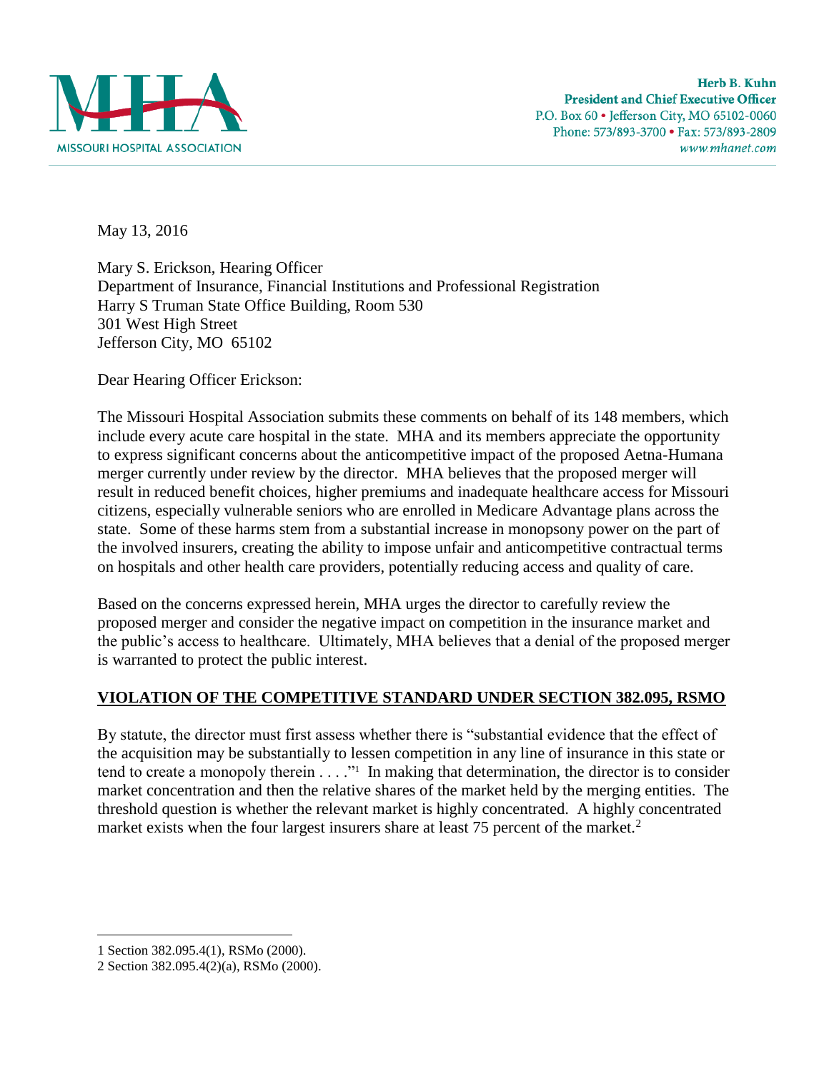**Herb B. Kuhn**
**President and Chief Executive Officer**
P.O. Box 60 • Jefferson City, MO 65102-0060
Phone: 573/893-3700 • Fax: 573/893-2809
www.mhanet.com

MISSOURI HOSPITAL ASSOCIATION

May 13, 2016

Mary S. Erickson, Hearing Officer
Department of Insurance, Financial Institutions and Professional Registration
Harry S Truman State Office Building, Room 530
301 West High Street
Jefferson City, MO 65102

Dear Hearing Officer Erickson:

The Missouri Hospital Association submits these comments on behalf of its 148 members, which include every acute care hospital in the state. MHA and its members appreciate the opportunity to express significant concerns about the anticompetitive impact of the proposed Aetna-Humana merger currently under review by the director. MHA believes that the proposed merger will result in reduced benefit choices, higher premiums and inadequate healthcare access for Missouri citizens, especially vulnerable seniors who are enrolled in Medicare Advantage plans across the state. Some of these harms stem from a substantial increase in monopsony power on the part of the involved insurers, creating the ability to impose unfair and anticompetitive contractual terms on hospitals and other health care providers, potentially reducing access and quality of care.

Based on the concerns expressed herein, MHA urges the director to carefully review the proposed merger and consider the negative impact on competition in the insurance market and the public's access to healthcare. Ultimately, MHA believes that a denial of the proposed merger is warranted to protect the public interest.

## VIOLATION OF THE COMPETITIVE STANDARD UNDER SECTION 382.095, RSMO

By statute, the director must first assess whether there is "substantial evidence that the effect of the acquisition may be substantially to lessen competition in any line of insurance in this state or tend to create a monopoly therein . . . ."[1] In making that determination, the director is to consider market concentration and then the relative shares of the market held by the merging entities. The threshold question is whether the relevant market is highly concentrated. A highly concentrated market exists when the four largest insurers share at least 75 percent of the market.[2]

---

1 Section 382.095.4(1), RSMo (2000).
2 Section 382.095.4(2)(a), RSMo (2000).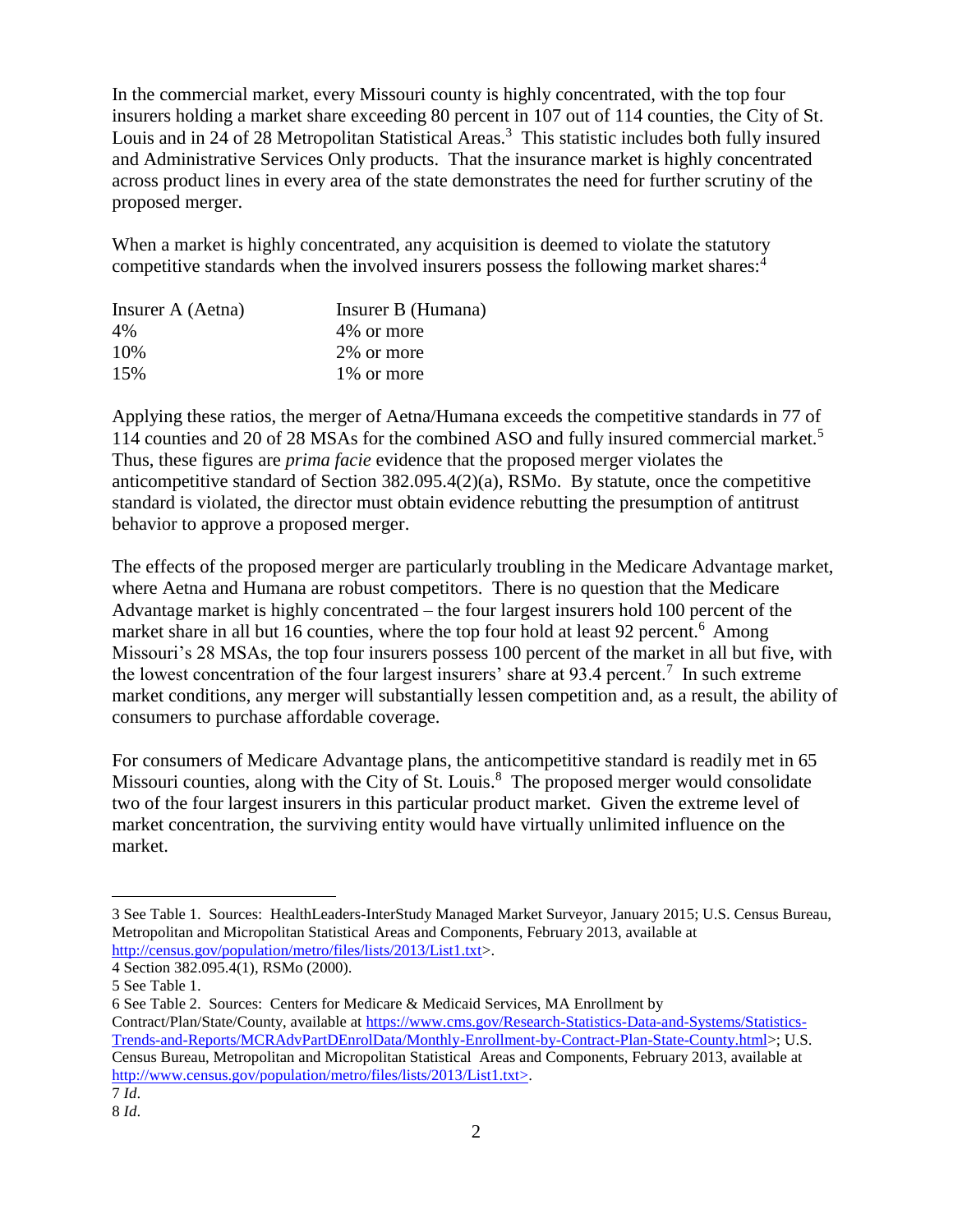In the commercial market, every Missouri county is highly concentrated, with the top four insurers holding a market share exceeding 80 percent in 107 out of 114 counties, the City of St. Louis and in 24 of 28 Metropolitan Statistical Areas.[3] This statistic includes both fully insured and Administrative Services Only products. That the insurance market is highly concentrated across product lines in every area of the state demonstrates the need for further scrutiny of the proposed merger.

When a market is highly concentrated, any acquisition is deemed to violate the statutory competitive standards when the involved insurers possess the following market shares:[4]

| Insurer A (Aetna) | Insurer B (Humana) |
|---|---|
| 4% | 4% or more |
| 10% | 2% or more |
| 15% | 1% or more |

Applying these ratios, the merger of Aetna/Humana exceeds the competitive standards in 77 of 114 counties and 20 of 28 MSAs for the combined ASO and fully insured commercial market.[5] Thus, these figures are *prima facie* evidence that the proposed merger violates the anticompetitive standard of Section 382.095.4(2)(a), RSMo. By statute, once the competitive standard is violated, the director must obtain evidence rebutting the presumption of antitrust behavior to approve a proposed merger.

The effects of the proposed merger are particularly troubling in the Medicare Advantage market, where Aetna and Humana are robust competitors. There is no question that the Medicare Advantage market is highly concentrated – the four largest insurers hold 100 percent of the market share in all but 16 counties, where the top four hold at least 92 percent.[6] Among Missouri's 28 MSAs, the top four insurers possess 100 percent of the market in all but five, with the lowest concentration of the four largest insurers' share at 93.4 percent.[7] In such extreme market conditions, any merger will substantially lessen competition and, as a result, the ability of consumers to purchase affordable coverage.

For consumers of Medicare Advantage plans, the anticompetitive standard is readily met in 65 Missouri counties, along with the City of St. Louis.[8] The proposed merger would consolidate two of the four largest insurers in this particular product market. Given the extreme level of market concentration, the surviving entity would have virtually unlimited influence on the market.

---

3 See Table 1. Sources: HealthLeaders-InterStudy Managed Market Surveyor, January 2015; U.S. Census Bureau, Metropolitan and Micropolitan Statistical Areas and Components, February 2013, available at http://census.gov/population/metro/files/lists/2013/List1.txt>.

4 Section 382.095.4(1), RSMo (2000).

5 See Table 1.

6 See Table 2. Sources: Centers for Medicare & Medicaid Services, MA Enrollment by Contract/Plan/State/County, available at https://www.cms.gov/Research-Statistics-Data-and-Systems/Statistics-Trends-and-Reports/MCRAdvPartDEnrolData/Monthly-Enrollment-by-Contract-Plan-State-County.html>; U.S. Census Bureau, Metropolitan and Micropolitan Statistical Areas and Components, February 2013, available at http://www.census.gov/population/metro/files/lists/2013/List1.txt>.

7 *Id*.

8 *Id*.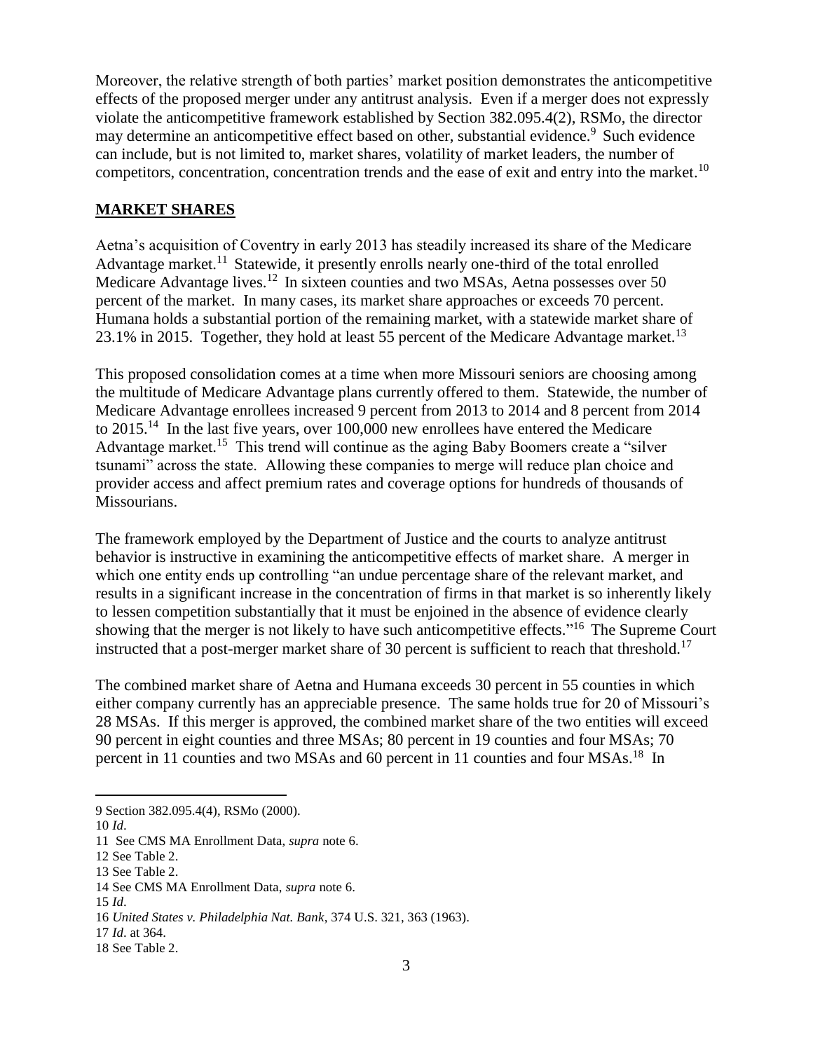Moreover, the relative strength of both parties' market position demonstrates the anticompetitive effects of the proposed merger under any antitrust analysis. Even if a merger does not expressly violate the anticompetitive framework established by Section 382.095.4(2), RSMo, the director may determine an anticompetitive effect based on other, substantial evidence.[9] Such evidence can include, but is not limited to, market shares, volatility of market leaders, the number of competitors, concentration, concentration trends and the ease of exit and entry into the market.[10]

## MARKET SHARES

Aetna's acquisition of Coventry in early 2013 has steadily increased its share of the Medicare Advantage market.[11] Statewide, it presently enrolls nearly one-third of the total enrolled Medicare Advantage lives.[12] In sixteen counties and two MSAs, Aetna possesses over 50 percent of the market. In many cases, its market share approaches or exceeds 70 percent. Humana holds a substantial portion of the remaining market, with a statewide market share of 23.1% in 2015. Together, they hold at least 55 percent of the Medicare Advantage market.[13]

This proposed consolidation comes at a time when more Missouri seniors are choosing among the multitude of Medicare Advantage plans currently offered to them. Statewide, the number of Medicare Advantage enrollees increased 9 percent from 2013 to 2014 and 8 percent from 2014 to 2015.[14] In the last five years, over 100,000 new enrollees have entered the Medicare Advantage market.[15] This trend will continue as the aging Baby Boomers create a "silver tsunami" across the state. Allowing these companies to merge will reduce plan choice and provider access and affect premium rates and coverage options for hundreds of thousands of Missourians.

The framework employed by the Department of Justice and the courts to analyze antitrust behavior is instructive in examining the anticompetitive effects of market share. A merger in which one entity ends up controlling "an undue percentage share of the relevant market, and results in a significant increase in the concentration of firms in that market is so inherently likely to lessen competition substantially that it must be enjoined in the absence of evidence clearly showing that the merger is not likely to have such anticompetitive effects."[16] The Supreme Court instructed that a post-merger market share of 30 percent is sufficient to reach that threshold.[17]

The combined market share of Aetna and Humana exceeds 30 percent in 55 counties in which either company currently has an appreciable presence. The same holds true for 20 of Missouri's 28 MSAs. If this merger is approved, the combined market share of the two entities will exceed 90 percent in eight counties and three MSAs; 80 percent in 19 counties and four MSAs; 70 percent in 11 counties and two MSAs and 60 percent in 11 counties and four MSAs.[18] In

---

9 Section 382.095.4(4), RSMo (2000).

10 *Id*.

11 See CMS MA Enrollment Data, *supra* note 6.

12 See Table 2.

13 See Table 2.

14 See CMS MA Enrollment Data, *supra* note 6.

15 *Id*.

16 *United States v. Philadelphia Nat. Bank*, 374 U.S. 321, 363 (1963).

17 *Id*. at 364.

18 See Table 2.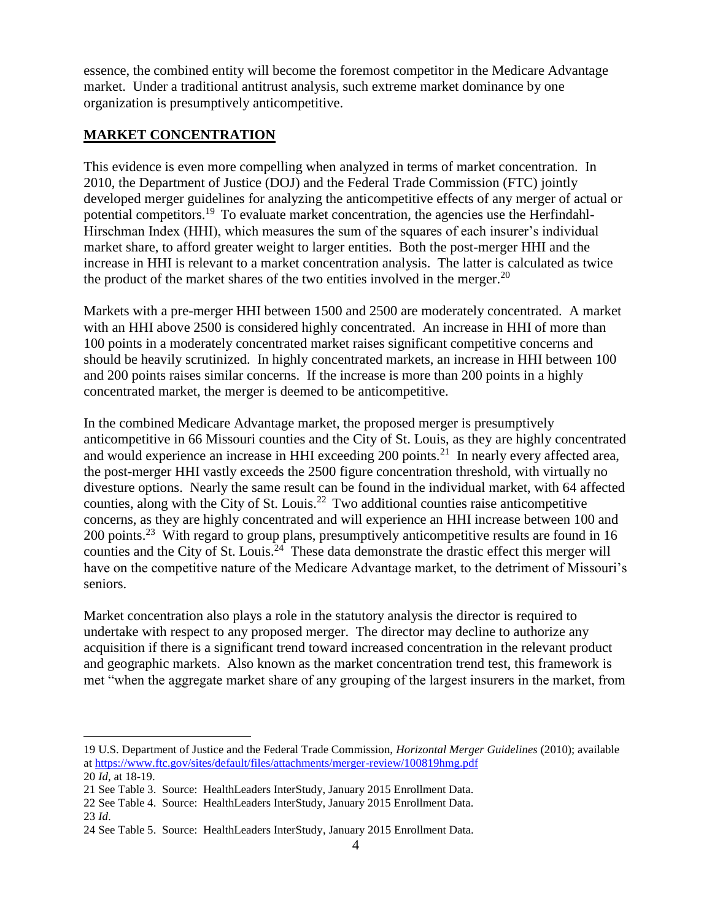essence, the combined entity will become the foremost competitor in the Medicare Advantage market. Under a traditional antitrust analysis, such extreme market dominance by one organization is presumptively anticompetitive.

## MARKET CONCENTRATION

This evidence is even more compelling when analyzed in terms of market concentration. In 2010, the Department of Justice (DOJ) and the Federal Trade Commission (FTC) jointly developed merger guidelines for analyzing the anticompetitive effects of any merger of actual or potential competitors.[19] To evaluate market concentration, the agencies use the Herfindahl-Hirschman Index (HHI), which measures the sum of the squares of each insurer's individual market share, to afford greater weight to larger entities. Both the post-merger HHI and the increase in HHI is relevant to a market concentration analysis. The latter is calculated as twice the product of the market shares of the two entities involved in the merger.[20]

Markets with a pre-merger HHI between 1500 and 2500 are moderately concentrated. A market with an HHI above 2500 is considered highly concentrated. An increase in HHI of more than 100 points in a moderately concentrated market raises significant competitive concerns and should be heavily scrutinized. In highly concentrated markets, an increase in HHI between 100 and 200 points raises similar concerns. If the increase is more than 200 points in a highly concentrated market, the merger is deemed to be anticompetitive.

In the combined Medicare Advantage market, the proposed merger is presumptively anticompetitive in 66 Missouri counties and the City of St. Louis, as they are highly concentrated and would experience an increase in HHI exceeding 200 points.[21] In nearly every affected area, the post-merger HHI vastly exceeds the 2500 figure concentration threshold, with virtually no divesture options. Nearly the same result can be found in the individual market, with 64 affected counties, along with the City of St. Louis.[22] Two additional counties raise anticompetitive concerns, as they are highly concentrated and will experience an HHI increase between 100 and 200 points.[23] With regard to group plans, presumptively anticompetitive results are found in 16 counties and the City of St. Louis.[24] These data demonstrate the drastic effect this merger will have on the competitive nature of the Medicare Advantage market, to the detriment of Missouri's seniors.

Market concentration also plays a role in the statutory analysis the director is required to undertake with respect to any proposed merger. The director may decline to authorize any acquisition if there is a significant trend toward increased concentration in the relevant product and geographic markets. Also known as the market concentration trend test, this framework is met "when the aggregate market share of any grouping of the largest insurers in the market, from

---

19 U.S. Department of Justice and the Federal Trade Commission, *Horizontal Merger Guidelines* (2010); available at https://www.ftc.gov/sites/default/files/attachments/merger-review/100819hmg.pdf

20 *Id*, at 18-19.

21 See Table 3. Source: HealthLeaders InterStudy, January 2015 Enrollment Data.

22 See Table 4. Source: HealthLeaders InterStudy, January 2015 Enrollment Data.

23 *Id*.

24 See Table 5. Source: HealthLeaders InterStudy, January 2015 Enrollment Data.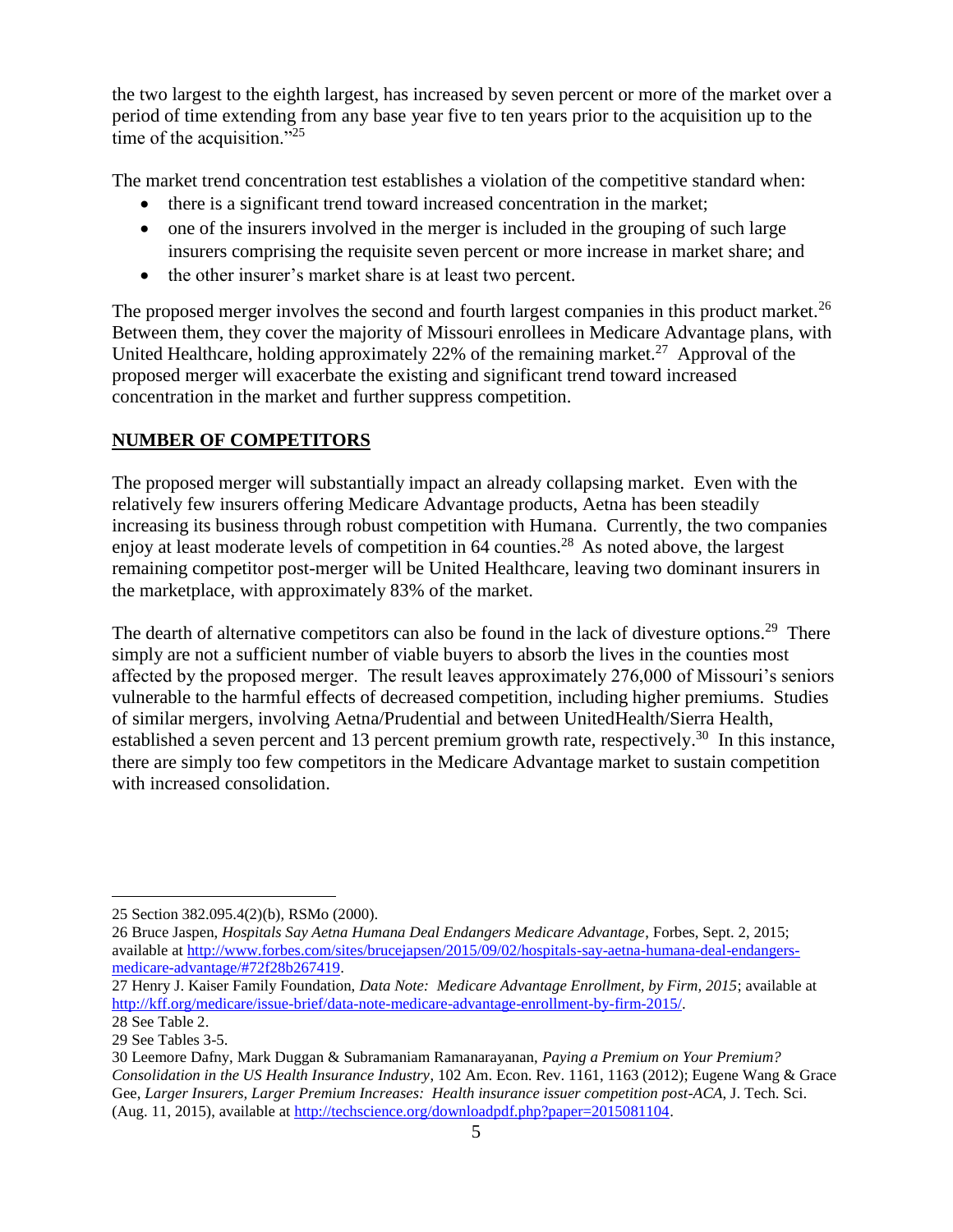the two largest to the eighth largest, has increased by seven percent or more of the market over a period of time extending from any base year five to ten years prior to the acquisition up to the time of the acquisition."[25]

The market trend concentration test establishes a violation of the competitive standard when:

- there is a significant trend toward increased concentration in the market;
- one of the insurers involved in the merger is included in the grouping of such large insurers comprising the requisite seven percent or more increase in market share; and
- the other insurer's market share is at least two percent.

The proposed merger involves the second and fourth largest companies in this product market.[26] Between them, they cover the majority of Missouri enrollees in Medicare Advantage plans, with United Healthcare, holding approximately 22% of the remaining market.[27] Approval of the proposed merger will exacerbate the existing and significant trend toward increased concentration in the market and further suppress competition.

## NUMBER OF COMPETITORS

The proposed merger will substantially impact an already collapsing market. Even with the relatively few insurers offering Medicare Advantage products, Aetna has been steadily increasing its business through robust competition with Humana. Currently, the two companies enjoy at least moderate levels of competition in 64 counties.[28] As noted above, the largest remaining competitor post-merger will be United Healthcare, leaving two dominant insurers in the marketplace, with approximately 83% of the market.

The dearth of alternative competitors can also be found in the lack of divesture options.[29] There simply are not a sufficient number of viable buyers to absorb the lives in the counties most affected by the proposed merger. The result leaves approximately 276,000 of Missouri's seniors vulnerable to the harmful effects of decreased competition, including higher premiums. Studies of similar mergers, involving Aetna/Prudential and between UnitedHealth/Sierra Health, established a seven percent and 13 percent premium growth rate, respectively.[30] In this instance, there are simply too few competitors in the Medicare Advantage market to sustain competition with increased consolidation.

---

25 Section 382.095.4(2)(b), RSMo (2000).

26 Bruce Jaspen, *Hospitals Say Aetna Humana Deal Endangers Medicare Advantage*, Forbes, Sept. 2, 2015; available at http://www.forbes.com/sites/brucejapsen/2015/09/02/hospitals-say-aetna-humana-deal-endangers-medicare-advantage/#72f28b267419.

27 Henry J. Kaiser Family Foundation, *Data Note: Medicare Advantage Enrollment, by Firm, 2015*; available at http://kff.org/medicare/issue-brief/data-note-medicare-advantage-enrollment-by-firm-2015/.

28 See Table 2.

29 See Tables 3-5.

30 Leemore Dafny, Mark Duggan & Subramaniam Ramanarayanan, *Paying a Premium on Your Premium? Consolidation in the US Health Insurance Industry*, 102 Am. Econ. Rev. 1161, 1163 (2012); Eugene Wang & Grace Gee, *Larger Insurers, Larger Premium Increases: Health insurance issuer competition post-ACA*, J. Tech. Sci. (Aug. 11, 2015), available at http://techscience.org/downloadpdf.php?paper=2015081104.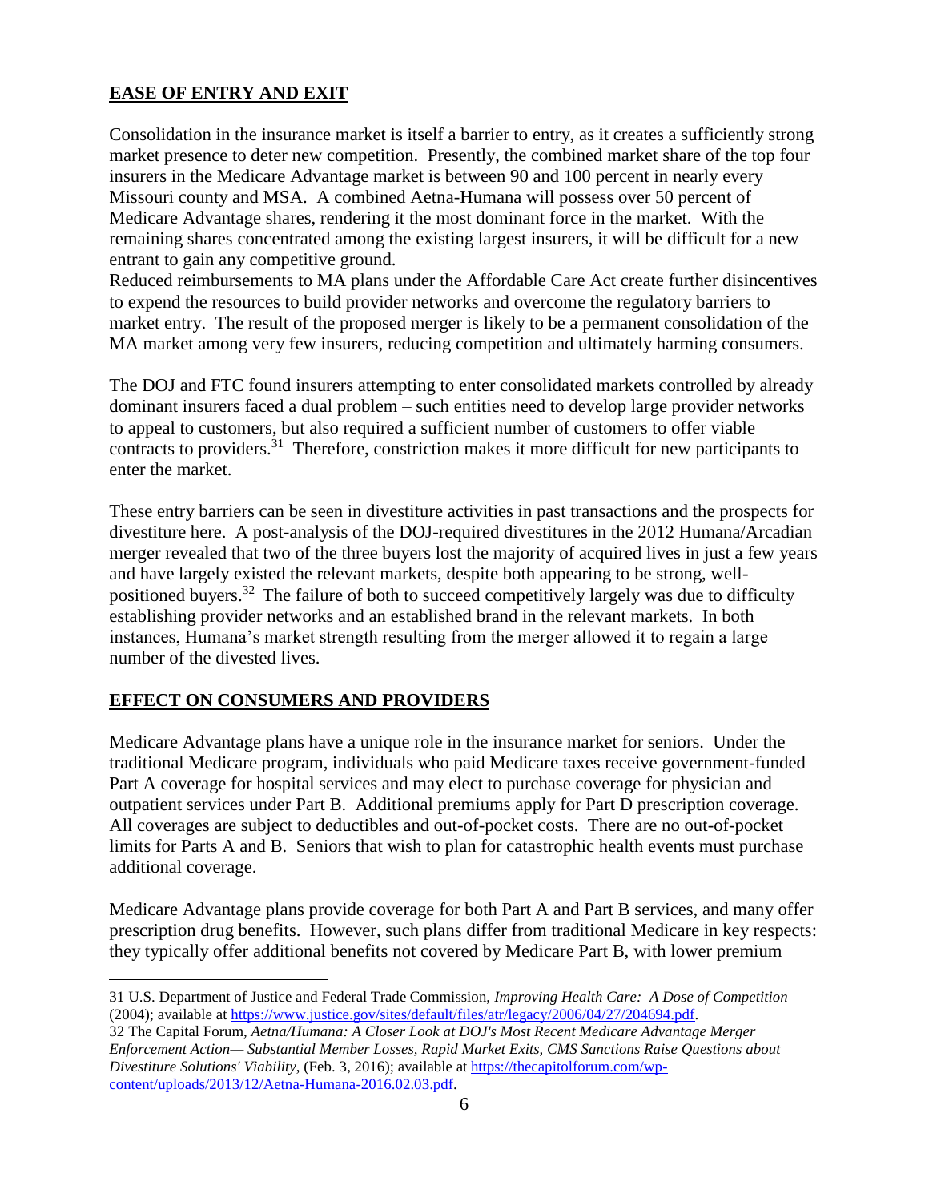## EASE OF ENTRY AND EXIT

Consolidation in the insurance market is itself a barrier to entry, as it creates a sufficiently strong market presence to deter new competition. Presently, the combined market share of the top four insurers in the Medicare Advantage market is between 90 and 100 percent in nearly every Missouri county and MSA. A combined Aetna-Humana will possess over 50 percent of Medicare Advantage shares, rendering it the most dominant force in the market. With the remaining shares concentrated among the existing largest insurers, it will be difficult for a new entrant to gain any competitive ground.
Reduced reimbursements to MA plans under the Affordable Care Act create further disincentives to expend the resources to build provider networks and overcome the regulatory barriers to market entry. The result of the proposed merger is likely to be a permanent consolidation of the MA market among very few insurers, reducing competition and ultimately harming consumers.

The DOJ and FTC found insurers attempting to enter consolidated markets controlled by already dominant insurers faced a dual problem – such entities need to develop large provider networks to appeal to customers, but also required a sufficient number of customers to offer viable contracts to providers.[31] Therefore, constriction makes it more difficult for new participants to enter the market.

These entry barriers can be seen in divestiture activities in past transactions and the prospects for divestiture here. A post-analysis of the DOJ-required divestitures in the 2012 Humana/Arcadian merger revealed that two of the three buyers lost the majority of acquired lives in just a few years and have largely existed the relevant markets, despite both appearing to be strong, well-positioned buyers.[32] The failure of both to succeed competitively largely was due to difficulty establishing provider networks and an established brand in the relevant markets. In both instances, Humana's market strength resulting from the merger allowed it to regain a large number of the divested lives.

## EFFECT ON CONSUMERS AND PROVIDERS

Medicare Advantage plans have a unique role in the insurance market for seniors. Under the traditional Medicare program, individuals who paid Medicare taxes receive government-funded Part A coverage for hospital services and may elect to purchase coverage for physician and outpatient services under Part B. Additional premiums apply for Part D prescription coverage. All coverages are subject to deductibles and out-of-pocket costs. There are no out-of-pocket limits for Parts A and B. Seniors that wish to plan for catastrophic health events must purchase additional coverage.

Medicare Advantage plans provide coverage for both Part A and Part B services, and many offer prescription drug benefits. However, such plans differ from traditional Medicare in key respects: they typically offer additional benefits not covered by Medicare Part B, with lower premium

---

31 U.S. Department of Justice and Federal Trade Commission, *Improving Health Care: A Dose of Competition* (2004); available at https://www.justice.gov/sites/default/files/atr/legacy/2006/04/27/204694.pdf.

32 The Capital Forum, *Aetna/Humana: A Closer Look at DOJ's Most Recent Medicare Advantage Merger Enforcement Action— Substantial Member Losses, Rapid Market Exits, CMS Sanctions Raise Questions about Divestiture Solutions' Viability*, (Feb. 3, 2016); available at https://thecapitolforum.com/wp-content/uploads/2013/12/Aetna-Humana-2016.02.03.pdf.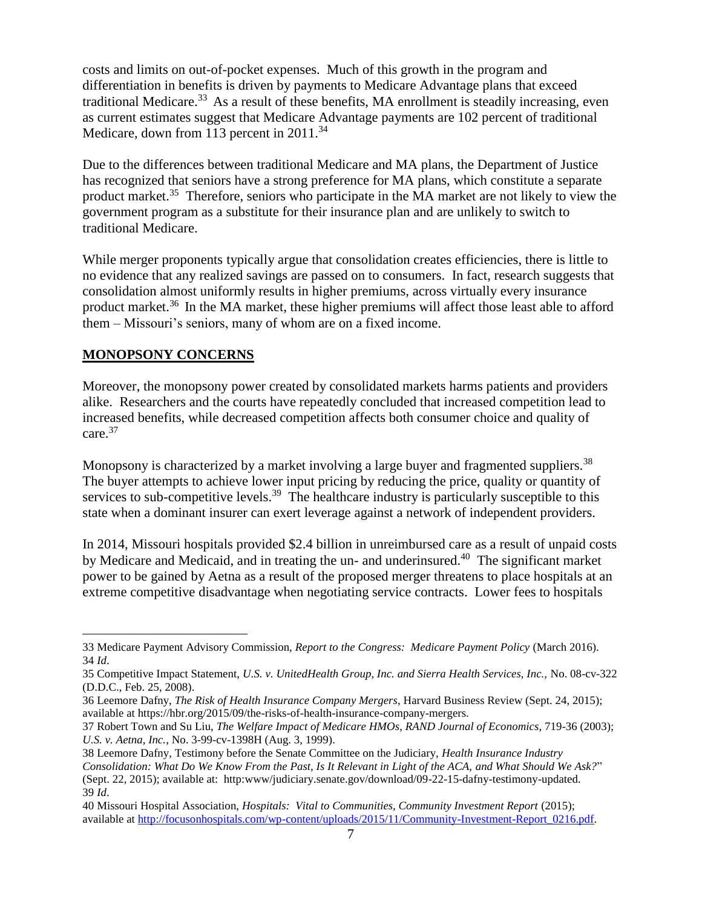costs and limits on out-of-pocket expenses. Much of this growth in the program and differentiation in benefits is driven by payments to Medicare Advantage plans that exceed traditional Medicare.[33] As a result of these benefits, MA enrollment is steadily increasing, even as current estimates suggest that Medicare Advantage payments are 102 percent of traditional Medicare, down from 113 percent in 2011.[34]

Due to the differences between traditional Medicare and MA plans, the Department of Justice has recognized that seniors have a strong preference for MA plans, which constitute a separate product market.[35] Therefore, seniors who participate in the MA market are not likely to view the government program as a substitute for their insurance plan and are unlikely to switch to traditional Medicare.

While merger proponents typically argue that consolidation creates efficiencies, there is little to no evidence that any realized savings are passed on to consumers. In fact, research suggests that consolidation almost uniformly results in higher premiums, across virtually every insurance product market.[36] In the MA market, these higher premiums will affect those least able to afford them – Missouri's seniors, many of whom are on a fixed income.

## MONOPSONY CONCERNS

Moreover, the monopsony power created by consolidated markets harms patients and providers alike. Researchers and the courts have repeatedly concluded that increased competition lead to increased benefits, while decreased competition affects both consumer choice and quality of care.[37]

Monopsony is characterized by a market involving a large buyer and fragmented suppliers.[38] The buyer attempts to achieve lower input pricing by reducing the price, quality or quantity of services to sub-competitive levels.[39] The healthcare industry is particularly susceptible to this state when a dominant insurer can exert leverage against a network of independent providers.

In 2014, Missouri hospitals provided $2.4 billion in unreimbursed care as a result of unpaid costs by Medicare and Medicaid, and in treating the un- and underinsured.[40] The significant market power to be gained by Aetna as a result of the proposed merger threatens to place hospitals at an extreme competitive disadvantage when negotiating service contracts. Lower fees to hospitals

---

33 Medicare Payment Advisory Commission, *Report to the Congress: Medicare Payment Policy* (March 2016).
34 *Id*.
35 Competitive Impact Statement, *U.S. v. UnitedHealth Group, Inc. and Sierra Health Services, Inc.,* No. 08-cv-322 (D.D.C., Feb. 25, 2008).
36 Leemore Dafny, *The Risk of Health Insurance Company Mergers*, Harvard Business Review (Sept. 24, 2015); available at https://hbr.org/2015/09/the-risks-of-health-insurance-company-mergers.
37 Robert Town and Su Liu, *The Welfare Impact of Medicare HMOs*, *RAND Journal of Economics*, 719-36 (2003); *U.S. v. Aetna, Inc.*, No. 3-99-cv-1398H (Aug. 3, 1999).
38 Leemore Dafny, Testimony before the Senate Committee on the Judiciary, *Health Insurance Industry Consolidation: What Do We Know From the Past, Is It Relevant in Light of the ACA, and What Should We Ask?*" (Sept. 22, 2015); available at: http:www/judiciary.senate.gov/download/09-22-15-dafny-testimony-updated.
39 *Id*.
40 Missouri Hospital Association, *Hospitals: Vital to Communities*, *Community Investment Report* (2015); available at http://focusonhospitals.com/wp-content/uploads/2015/11/Community-Investment-Report_0216.pdf.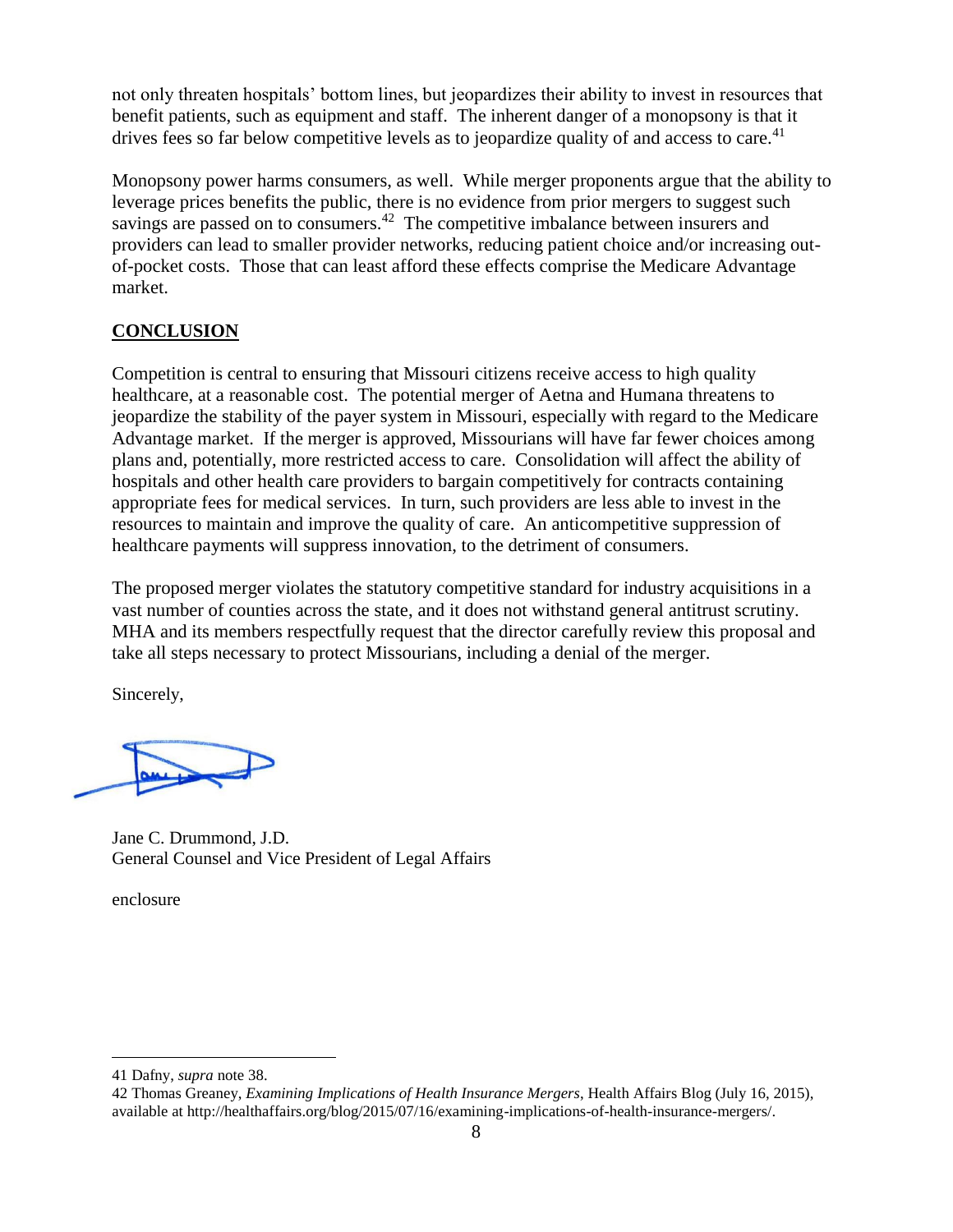not only threaten hospitals' bottom lines, but jeopardizes their ability to invest in resources that benefit patients, such as equipment and staff. The inherent danger of a monopsony is that it drives fees so far below competitive levels as to jeopardize quality of and access to care.[41]

Monopsony power harms consumers, as well. While merger proponents argue that the ability to leverage prices benefits the public, there is no evidence from prior mergers to suggest such savings are passed on to consumers.[42] The competitive imbalance between insurers and providers can lead to smaller provider networks, reducing patient choice and/or increasing out-of-pocket costs. Those that can least afford these effects comprise the Medicare Advantage market.

## CONCLUSION

Competition is central to ensuring that Missouri citizens receive access to high quality healthcare, at a reasonable cost. The potential merger of Aetna and Humana threatens to jeopardize the stability of the payer system in Missouri, especially with regard to the Medicare Advantage market. If the merger is approved, Missourians will have far fewer choices among plans and, potentially, more restricted access to care. Consolidation will affect the ability of hospitals and other health care providers to bargain competitively for contracts containing appropriate fees for medical services. In turn, such providers are less able to invest in the resources to maintain and improve the quality of care. An anticompetitive suppression of healthcare payments will suppress innovation, to the detriment of consumers.

The proposed merger violates the statutory competitive standard for industry acquisitions in a vast number of counties across the state, and it does not withstand general antitrust scrutiny. MHA and its members respectfully request that the director carefully review this proposal and take all steps necessary to protect Missourians, including a denial of the merger.

Sincerely,

Jane C. Drummond, J.D.
General Counsel and Vice President of Legal Affairs

enclosure

---

41 Dafny, *supra* note 38.

42 Thomas Greaney, *Examining Implications of Health Insurance Mergers*, Health Affairs Blog (July 16, 2015), available at http://healthaffairs.org/blog/2015/07/16/examining-implications-of-health-insurance-mergers/.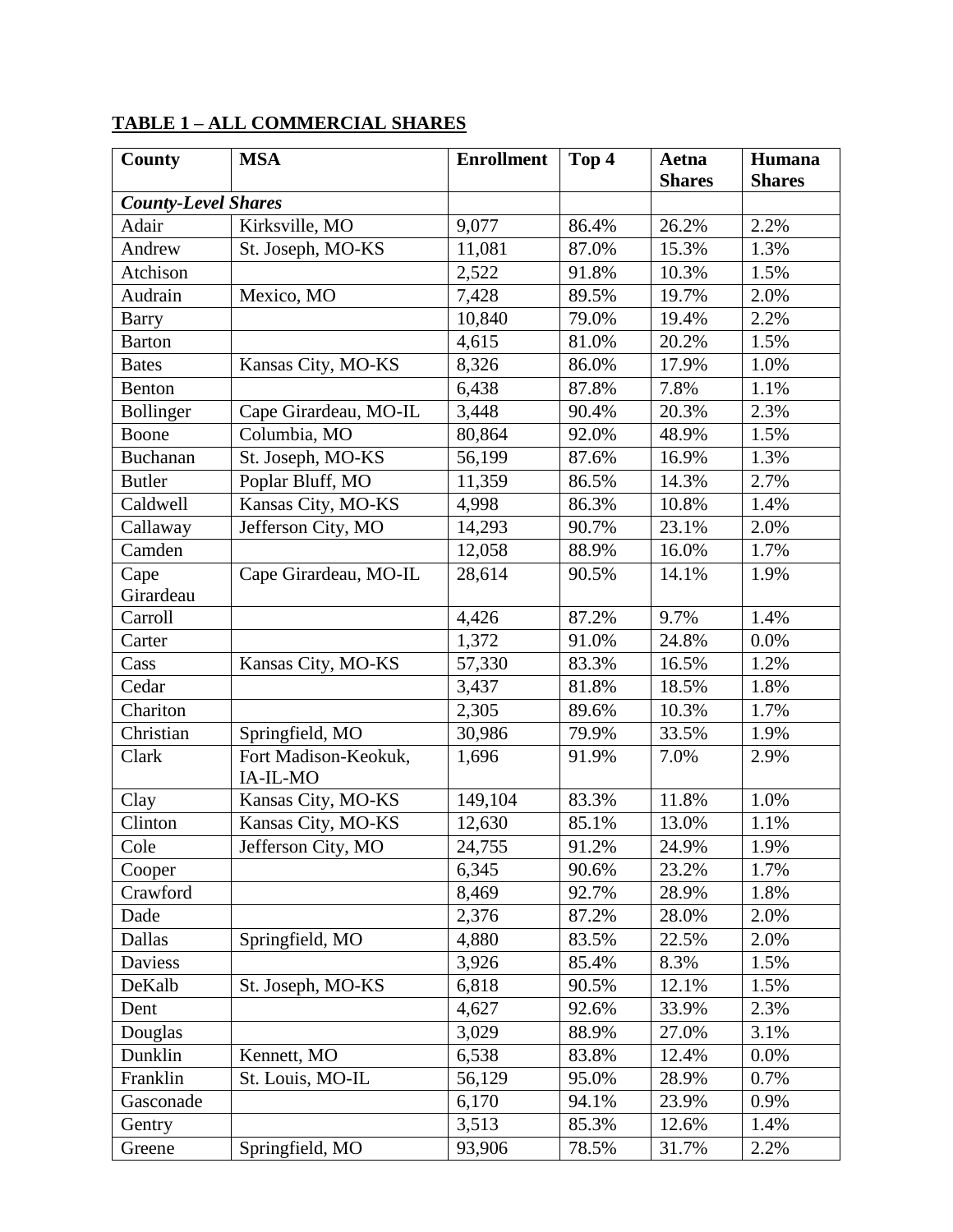**TABLE 1 – ALL COMMERCIAL SHARES**

| County | MSA | Enrollment | Top 4 | Aetna Shares | Humana Shares |
|---|---|---|---|---|---|
| ***County-Level Shares*** | | | | | |
| Adair | Kirksville, MO | 9,077 | 86.4% | 26.2% | 2.2% |
| Andrew | St. Joseph, MO-KS | 11,081 | 87.0% | 15.3% | 1.3% |
| Atchison | | 2,522 | 91.8% | 10.3% | 1.5% |
| Audrain | Mexico, MO | 7,428 | 89.5% | 19.7% | 2.0% |
| Barry | | 10,840 | 79.0% | 19.4% | 2.2% |
| Barton | | 4,615 | 81.0% | 20.2% | 1.5% |
| Bates | Kansas City, MO-KS | 8,326 | 86.0% | 17.9% | 1.0% |
| Benton | | 6,438 | 87.8% | 7.8% | 1.1% |
| Bollinger | Cape Girardeau, MO-IL | 3,448 | 90.4% | 20.3% | 2.3% |
| Boone | Columbia, MO | 80,864 | 92.0% | 48.9% | 1.5% |
| Buchanan | St. Joseph, MO-KS | 56,199 | 87.6% | 16.9% | 1.3% |
| Butler | Poplar Bluff, MO | 11,359 | 86.5% | 14.3% | 2.7% |
| Caldwell | Kansas City, MO-KS | 4,998 | 86.3% | 10.8% | 1.4% |
| Callaway | Jefferson City, MO | 14,293 | 90.7% | 23.1% | 2.0% |
| Camden | | 12,058 | 88.9% | 16.0% | 1.7% |
| Cape Girardeau | Cape Girardeau, MO-IL | 28,614 | 90.5% | 14.1% | 1.9% |
| Carroll | | 4,426 | 87.2% | 9.7% | 1.4% |
| Carter | | 1,372 | 91.0% | 24.8% | 0.0% |
| Cass | Kansas City, MO-KS | 57,330 | 83.3% | 16.5% | 1.2% |
| Cedar | | 3,437 | 81.8% | 18.5% | 1.8% |
| Chariton | | 2,305 | 89.6% | 10.3% | 1.7% |
| Christian | Springfield, MO | 30,986 | 79.9% | 33.5% | 1.9% |
| Clark | Fort Madison-Keokuk, IA-IL-MO | 1,696 | 91.9% | 7.0% | 2.9% |
| Clay | Kansas City, MO-KS | 149,104 | 83.3% | 11.8% | 1.0% |
| Clinton | Kansas City, MO-KS | 12,630 | 85.1% | 13.0% | 1.1% |
| Cole | Jefferson City, MO | 24,755 | 91.2% | 24.9% | 1.9% |
| Cooper | | 6,345 | 90.6% | 23.2% | 1.7% |
| Crawford | | 8,469 | 92.7% | 28.9% | 1.8% |
| Dade | | 2,376 | 87.2% | 28.0% | 2.0% |
| Dallas | Springfield, MO | 4,880 | 83.5% | 22.5% | 2.0% |
| Daviess | | 3,926 | 85.4% | 8.3% | 1.5% |
| DeKalb | St. Joseph, MO-KS | 6,818 | 90.5% | 12.1% | 1.5% |
| Dent | | 4,627 | 92.6% | 33.9% | 2.3% |
| Douglas | | 3,029 | 88.9% | 27.0% | 3.1% |
| Dunklin | Kennett, MO | 6,538 | 83.8% | 12.4% | 0.0% |
| Franklin | St. Louis, MO-IL | 56,129 | 95.0% | 28.9% | 0.7% |
| Gasconade | | 6,170 | 94.1% | 23.9% | 0.9% |
| Gentry | | 3,513 | 85.3% | 12.6% | 1.4% |
| Greene | Springfield, MO | 93,906 | 78.5% | 31.7% | 2.2% |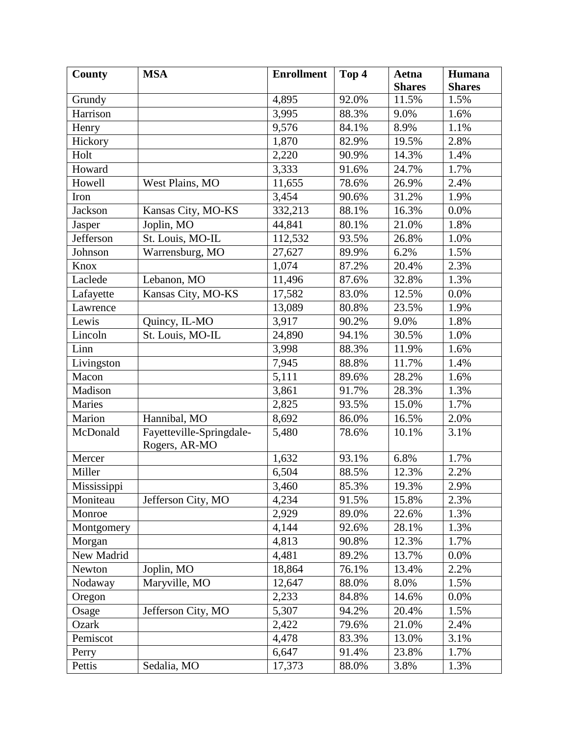| County | MSA | Enrollment | Top 4 | Aetna Shares | Humana Shares |
|---|---|---|---|---|---|
| Grundy | | 4,895 | 92.0% | 11.5% | 1.5% |
| Harrison | | 3,995 | 88.3% | 9.0% | 1.6% |
| Henry | | 9,576 | 84.1% | 8.9% | 1.1% |
| Hickory | | 1,870 | 82.9% | 19.5% | 2.8% |
| Holt | | 2,220 | 90.9% | 14.3% | 1.4% |
| Howard | | 3,333 | 91.6% | 24.7% | 1.7% |
| Howell | West Plains, MO | 11,655 | 78.6% | 26.9% | 2.4% |
| Iron | | 3,454 | 90.6% | 31.2% | 1.9% |
| Jackson | Kansas City, MO-KS | 332,213 | 88.1% | 16.3% | 0.0% |
| Jasper | Joplin, MO | 44,841 | 80.1% | 21.0% | 1.8% |
| Jefferson | St. Louis, MO-IL | 112,532 | 93.5% | 26.8% | 1.0% |
| Johnson | Warrensburg, MO | 27,627 | 89.9% | 6.2% | 1.5% |
| Knox | | 1,074 | 87.2% | 20.4% | 2.3% |
| Laclede | Lebanon, MO | 11,496 | 87.6% | 32.8% | 1.3% |
| Lafayette | Kansas City, MO-KS | 17,582 | 83.0% | 12.5% | 0.0% |
| Lawrence | | 13,089 | 80.8% | 23.5% | 1.9% |
| Lewis | Quincy, IL-MO | 3,917 | 90.2% | 9.0% | 1.8% |
| Lincoln | St. Louis, MO-IL | 24,890 | 94.1% | 30.5% | 1.0% |
| Linn | | 3,998 | 88.3% | 11.9% | 1.6% |
| Livingston | | 7,945 | 88.8% | 11.7% | 1.4% |
| Macon | | 5,111 | 89.6% | 28.2% | 1.6% |
| Madison | | 3,861 | 91.7% | 28.3% | 1.3% |
| Maries | | 2,825 | 93.5% | 15.0% | 1.7% |
| Marion | Hannibal, MO | 8,692 | 86.0% | 16.5% | 2.0% |
| McDonald | Fayetteville-Springdale-Rogers, AR-MO | 5,480 | 78.6% | 10.1% | 3.1% |
| Mercer | | 1,632 | 93.1% | 6.8% | 1.7% |
| Miller | | 6,504 | 88.5% | 12.3% | 2.2% |
| Mississippi | | 3,460 | 85.3% | 19.3% | 2.9% |
| Moniteau | Jefferson City, MO | 4,234 | 91.5% | 15.8% | 2.3% |
| Monroe | | 2,929 | 89.0% | 22.6% | 1.3% |
| Montgomery | | 4,144 | 92.6% | 28.1% | 1.3% |
| Morgan | | 4,813 | 90.8% | 12.3% | 1.7% |
| New Madrid | | 4,481 | 89.2% | 13.7% | 0.0% |
| Newton | Joplin, MO | 18,864 | 76.1% | 13.4% | 2.2% |
| Nodaway | Maryville, MO | 12,647 | 88.0% | 8.0% | 1.5% |
| Oregon | | 2,233 | 84.8% | 14.6% | 0.0% |
| Osage | Jefferson City, MO | 5,307 | 94.2% | 20.4% | 1.5% |
| Ozark | | 2,422 | 79.6% | 21.0% | 2.4% |
| Pemiscot | | 4,478 | 83.3% | 13.0% | 3.1% |
| Perry | | 6,647 | 91.4% | 23.8% | 1.7% |
| Pettis | Sedalia, MO | 17,373 | 88.0% | 3.8% | 1.3% |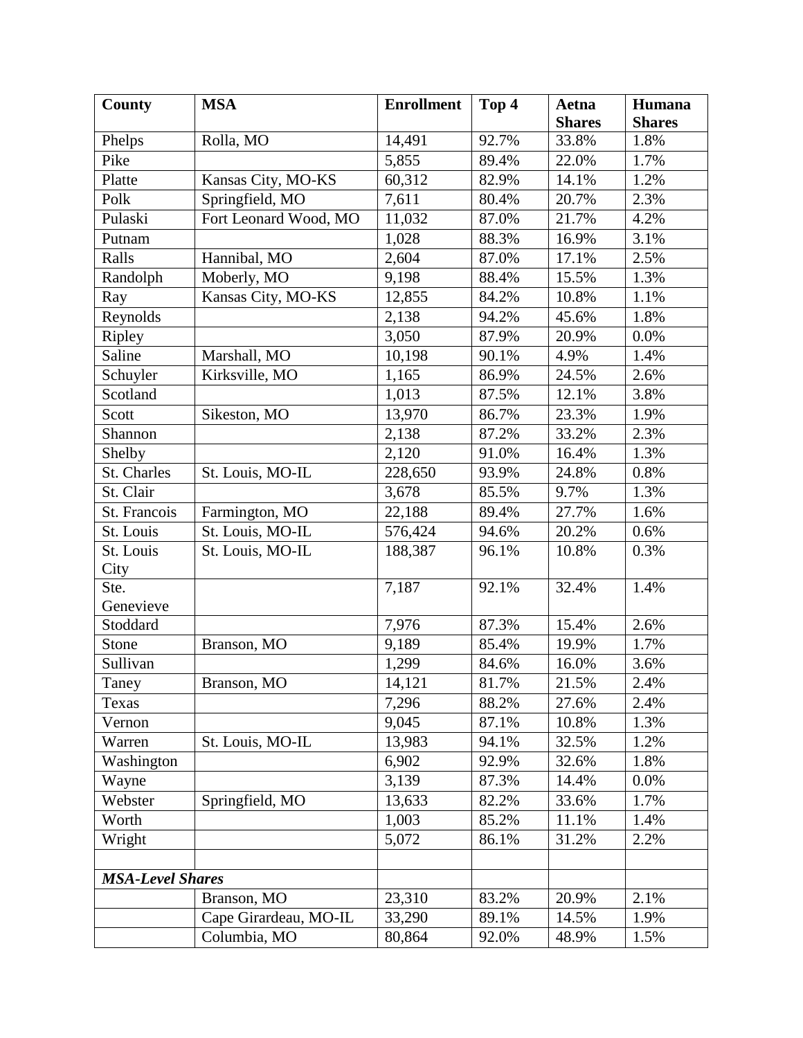| County | MSA | Enrollment | Top 4 | Aetna Shares | Humana Shares |
|---|---|---|---|---|---|
| Phelps | Rolla, MO | 14,491 | 92.7% | 33.8% | 1.8% |
| Pike | | 5,855 | 89.4% | 22.0% | 1.7% |
| Platte | Kansas City, MO-KS | 60,312 | 82.9% | 14.1% | 1.2% |
| Polk | Springfield, MO | 7,611 | 80.4% | 20.7% | 2.3% |
| Pulaski | Fort Leonard Wood, MO | 11,032 | 87.0% | 21.7% | 4.2% |
| Putnam | | 1,028 | 88.3% | 16.9% | 3.1% |
| Ralls | Hannibal, MO | 2,604 | 87.0% | 17.1% | 2.5% |
| Randolph | Moberly, MO | 9,198 | 88.4% | 15.5% | 1.3% |
| Ray | Kansas City, MO-KS | 12,855 | 84.2% | 10.8% | 1.1% |
| Reynolds | | 2,138 | 94.2% | 45.6% | 1.8% |
| Ripley | | 3,050 | 87.9% | 20.9% | 0.0% |
| Saline | Marshall, MO | 10,198 | 90.1% | 4.9% | 1.4% |
| Schuyler | Kirksville, MO | 1,165 | 86.9% | 24.5% | 2.6% |
| Scotland | | 1,013 | 87.5% | 12.1% | 3.8% |
| Scott | Sikeston, MO | 13,970 | 86.7% | 23.3% | 1.9% |
| Shannon | | 2,138 | 87.2% | 33.2% | 2.3% |
| Shelby | | 2,120 | 91.0% | 16.4% | 1.3% |
| St. Charles | St. Louis, MO-IL | 228,650 | 93.9% | 24.8% | 0.8% |
| St. Clair | | 3,678 | 85.5% | 9.7% | 1.3% |
| St. Francois | Farmington, MO | 22,188 | 89.4% | 27.7% | 1.6% |
| St. Louis | St. Louis, MO-IL | 576,424 | 94.6% | 20.2% | 0.6% |
| St. Louis City | St. Louis, MO-IL | 188,387 | 96.1% | 10.8% | 0.3% |
| Ste. Genevieve | | 7,187 | 92.1% | 32.4% | 1.4% |
| Stoddard | | 7,976 | 87.3% | 15.4% | 2.6% |
| Stone | Branson, MO | 9,189 | 85.4% | 19.9% | 1.7% |
| Sullivan | | 1,299 | 84.6% | 16.0% | 3.6% |
| Taney | Branson, MO | 14,121 | 81.7% | 21.5% | 2.4% |
| Texas | | 7,296 | 88.2% | 27.6% | 2.4% |
| Vernon | | 9,045 | 87.1% | 10.8% | 1.3% |
| Warren | St. Louis, MO-IL | 13,983 | 94.1% | 32.5% | 1.2% |
| Washington | | 6,902 | 92.9% | 32.6% | 1.8% |
| Wayne | | 3,139 | 87.3% | 14.4% | 0.0% |
| Webster | Springfield, MO | 13,633 | 82.2% | 33.6% | 1.7% |
| Worth | | 1,003 | 85.2% | 11.1% | 1.4% |
| Wright | | 5,072 | 86.1% | 31.2% | 2.2% |
| | | | | | |
| ***MSA-Level Shares*** | | | | | |
| | Branson, MO | 23,310 | 83.2% | 20.9% | 2.1% |
| | Cape Girardeau, MO-IL | 33,290 | 89.1% | 14.5% | 1.9% |
| | Columbia, MO | 80,864 | 92.0% | 48.9% | 1.5% |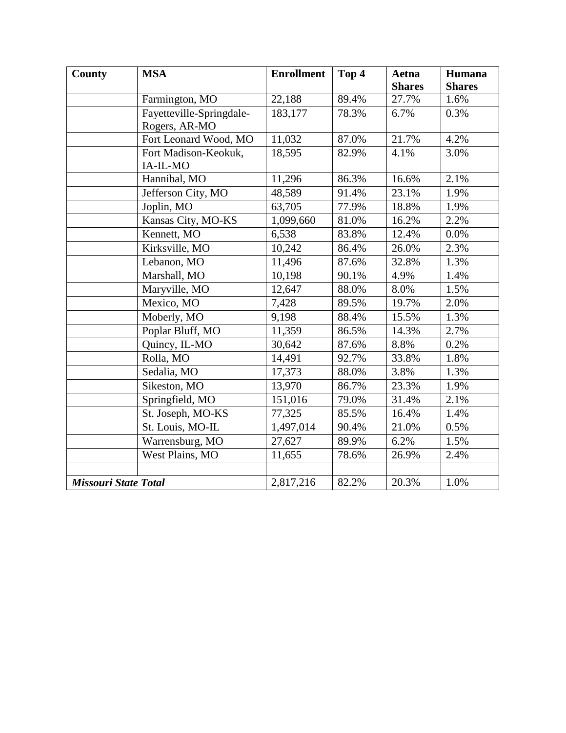| County | MSA | Enrollment | Top 4 | Aetna Shares | Humana Shares |
|---|---|---|---|---|---|
| | Farmington, MO | 22,188 | 89.4% | 27.7% | 1.6% |
| | Fayetteville-Springdale-Rogers, AR-MO | 183,177 | 78.3% | 6.7% | 0.3% |
| | Fort Leonard Wood, MO | 11,032 | 87.0% | 21.7% | 4.2% |
| | Fort Madison-Keokuk, IA-IL-MO | 18,595 | 82.9% | 4.1% | 3.0% |
| | Hannibal, MO | 11,296 | 86.3% | 16.6% | 2.1% |
| | Jefferson City, MO | 48,589 | 91.4% | 23.1% | 1.9% |
| | Joplin, MO | 63,705 | 77.9% | 18.8% | 1.9% |
| | Kansas City, MO-KS | 1,099,660 | 81.0% | 16.2% | 2.2% |
| | Kennett, MO | 6,538 | 83.8% | 12.4% | 0.0% |
| | Kirksville, MO | 10,242 | 86.4% | 26.0% | 2.3% |
| | Lebanon, MO | 11,496 | 87.6% | 32.8% | 1.3% |
| | Marshall, MO | 10,198 | 90.1% | 4.9% | 1.4% |
| | Maryville, MO | 12,647 | 88.0% | 8.0% | 1.5% |
| | Mexico, MO | 7,428 | 89.5% | 19.7% | 2.0% |
| | Moberly, MO | 9,198 | 88.4% | 15.5% | 1.3% |
| | Poplar Bluff, MO | 11,359 | 86.5% | 14.3% | 2.7% |
| | Quincy, IL-MO | 30,642 | 87.6% | 8.8% | 0.2% |
| | Rolla, MO | 14,491 | 92.7% | 33.8% | 1.8% |
| | Sedalia, MO | 17,373 | 88.0% | 3.8% | 1.3% |
| | Sikeston, MO | 13,970 | 86.7% | 23.3% | 1.9% |
| | Springfield, MO | 151,016 | 79.0% | 31.4% | 2.1% |
| | St. Joseph, MO-KS | 77,325 | 85.5% | 16.4% | 1.4% |
| | St. Louis, MO-IL | 1,497,014 | 90.4% | 21.0% | 0.5% |
| | Warrensburg, MO | 27,627 | 89.9% | 6.2% | 1.5% |
| | West Plains, MO | 11,655 | 78.6% | 26.9% | 2.4% |
| | | | | | |
| ***Missouri State Total*** | | 2,817,216 | 82.2% | 20.3% | 1.0% |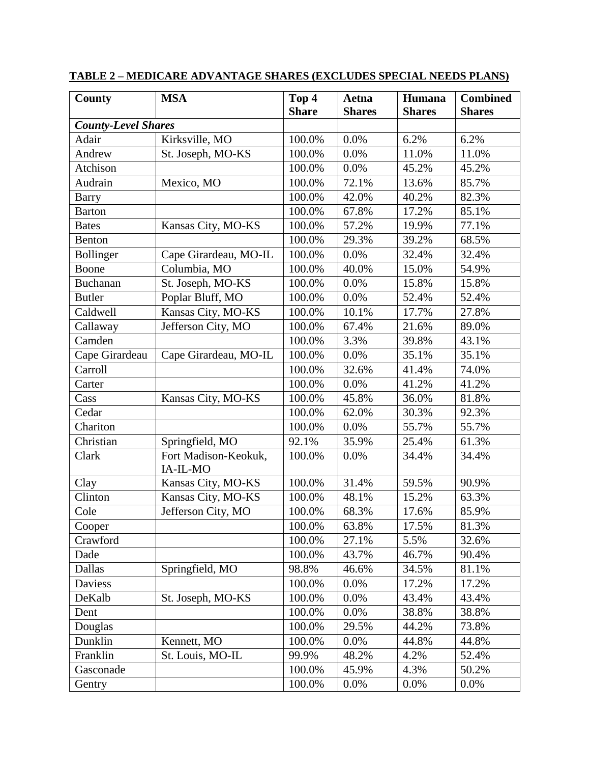**TABLE 2 – MEDICARE ADVANTAGE SHARES (EXCLUDES SPECIAL NEEDS PLANS)**

| County | MSA | Top 4 Share | Aetna Shares | Humana Shares | Combined Shares |
|---|---|---|---|---|---|
| ***County-Level Shares*** | | | | | |
| Adair | Kirksville, MO | 100.0% | 0.0% | 6.2% | 6.2% |
| Andrew | St. Joseph, MO-KS | 100.0% | 0.0% | 11.0% | 11.0% |
| Atchison | | 100.0% | 0.0% | 45.2% | 45.2% |
| Audrain | Mexico, MO | 100.0% | 72.1% | 13.6% | 85.7% |
| Barry | | 100.0% | 42.0% | 40.2% | 82.3% |
| Barton | | 100.0% | 67.8% | 17.2% | 85.1% |
| Bates | Kansas City, MO-KS | 100.0% | 57.2% | 19.9% | 77.1% |
| Benton | | 100.0% | 29.3% | 39.2% | 68.5% |
| Bollinger | Cape Girardeau, MO-IL | 100.0% | 0.0% | 32.4% | 32.4% |
| Boone | Columbia, MO | 100.0% | 40.0% | 15.0% | 54.9% |
| Buchanan | St. Joseph, MO-KS | 100.0% | 0.0% | 15.8% | 15.8% |
| Butler | Poplar Bluff, MO | 100.0% | 0.0% | 52.4% | 52.4% |
| Caldwell | Kansas City, MO-KS | 100.0% | 10.1% | 17.7% | 27.8% |
| Callaway | Jefferson City, MO | 100.0% | 67.4% | 21.6% | 89.0% |
| Camden | | 100.0% | 3.3% | 39.8% | 43.1% |
| Cape Girardeau | Cape Girardeau, MO-IL | 100.0% | 0.0% | 35.1% | 35.1% |
| Carroll | | 100.0% | 32.6% | 41.4% | 74.0% |
| Carter | | 100.0% | 0.0% | 41.2% | 41.2% |
| Cass | Kansas City, MO-KS | 100.0% | 45.8% | 36.0% | 81.8% |
| Cedar | | 100.0% | 62.0% | 30.3% | 92.3% |
| Chariton | | 100.0% | 0.0% | 55.7% | 55.7% |
| Christian | Springfield, MO | 92.1% | 35.9% | 25.4% | 61.3% |
| Clark | Fort Madison-Keokuk, IA-IL-MO | 100.0% | 0.0% | 34.4% | 34.4% |
| Clay | Kansas City, MO-KS | 100.0% | 31.4% | 59.5% | 90.9% |
| Clinton | Kansas City, MO-KS | 100.0% | 48.1% | 15.2% | 63.3% |
| Cole | Jefferson City, MO | 100.0% | 68.3% | 17.6% | 85.9% |
| Cooper | | 100.0% | 63.8% | 17.5% | 81.3% |
| Crawford | | 100.0% | 27.1% | 5.5% | 32.6% |
| Dade | | 100.0% | 43.7% | 46.7% | 90.4% |
| Dallas | Springfield, MO | 98.8% | 46.6% | 34.5% | 81.1% |
| Daviess | | 100.0% | 0.0% | 17.2% | 17.2% |
| DeKalb | St. Joseph, MO-KS | 100.0% | 0.0% | 43.4% | 43.4% |
| Dent | | 100.0% | 0.0% | 38.8% | 38.8% |
| Douglas | | 100.0% | 29.5% | 44.2% | 73.8% |
| Dunklin | Kennett, MO | 100.0% | 0.0% | 44.8% | 44.8% |
| Franklin | St. Louis, MO-IL | 99.9% | 48.2% | 4.2% | 52.4% |
| Gasconade | | 100.0% | 45.9% | 4.3% | 50.2% |
| Gentry | | 100.0% | 0.0% | 0.0% | 0.0% |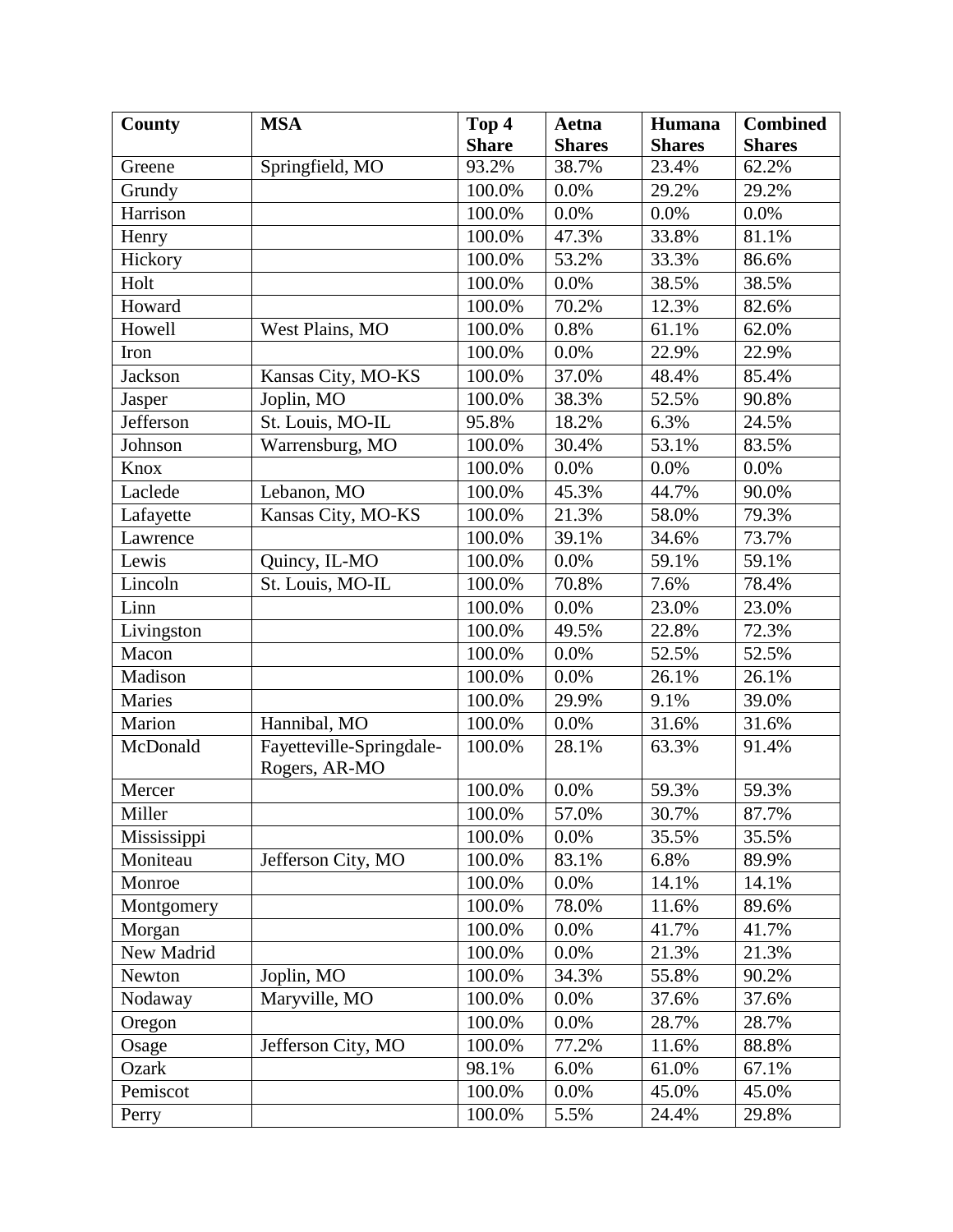| County | MSA | Top 4 Share | Aetna Shares | Humana Shares | Combined Shares |
|---|---|---|---|---|---|
| Greene | Springfield, MO | 93.2% | 38.7% | 23.4% | 62.2% |
| Grundy | | 100.0% | 0.0% | 29.2% | 29.2% |
| Harrison | | 100.0% | 0.0% | 0.0% | 0.0% |
| Henry | | 100.0% | 47.3% | 33.8% | 81.1% |
| Hickory | | 100.0% | 53.2% | 33.3% | 86.6% |
| Holt | | 100.0% | 0.0% | 38.5% | 38.5% |
| Howard | | 100.0% | 70.2% | 12.3% | 82.6% |
| Howell | West Plains, MO | 100.0% | 0.8% | 61.1% | 62.0% |
| Iron | | 100.0% | 0.0% | 22.9% | 22.9% |
| Jackson | Kansas City, MO-KS | 100.0% | 37.0% | 48.4% | 85.4% |
| Jasper | Joplin, MO | 100.0% | 38.3% | 52.5% | 90.8% |
| Jefferson | St. Louis, MO-IL | 95.8% | 18.2% | 6.3% | 24.5% |
| Johnson | Warrensburg, MO | 100.0% | 30.4% | 53.1% | 83.5% |
| Knox | | 100.0% | 0.0% | 0.0% | 0.0% |
| Laclede | Lebanon, MO | 100.0% | 45.3% | 44.7% | 90.0% |
| Lafayette | Kansas City, MO-KS | 100.0% | 21.3% | 58.0% | 79.3% |
| Lawrence | | 100.0% | 39.1% | 34.6% | 73.7% |
| Lewis | Quincy, IL-MO | 100.0% | 0.0% | 59.1% | 59.1% |
| Lincoln | St. Louis, MO-IL | 100.0% | 70.8% | 7.6% | 78.4% |
| Linn | | 100.0% | 0.0% | 23.0% | 23.0% |
| Livingston | | 100.0% | 49.5% | 22.8% | 72.3% |
| Macon | | 100.0% | 0.0% | 52.5% | 52.5% |
| Madison | | 100.0% | 0.0% | 26.1% | 26.1% |
| Maries | | 100.0% | 29.9% | 9.1% | 39.0% |
| Marion | Hannibal, MO | 100.0% | 0.0% | 31.6% | 31.6% |
| McDonald | Fayetteville-Springdale-Rogers, AR-MO | 100.0% | 28.1% | 63.3% | 91.4% |
| Mercer | | 100.0% | 0.0% | 59.3% | 59.3% |
| Miller | | 100.0% | 57.0% | 30.7% | 87.7% |
| Mississippi | | 100.0% | 0.0% | 35.5% | 35.5% |
| Moniteau | Jefferson City, MO | 100.0% | 83.1% | 6.8% | 89.9% |
| Monroe | | 100.0% | 0.0% | 14.1% | 14.1% |
| Montgomery | | 100.0% | 78.0% | 11.6% | 89.6% |
| Morgan | | 100.0% | 0.0% | 41.7% | 41.7% |
| New Madrid | | 100.0% | 0.0% | 21.3% | 21.3% |
| Newton | Joplin, MO | 100.0% | 34.3% | 55.8% | 90.2% |
| Nodaway | Maryville, MO | 100.0% | 0.0% | 37.6% | 37.6% |
| Oregon | | 100.0% | 0.0% | 28.7% | 28.7% |
| Osage | Jefferson City, MO | 100.0% | 77.2% | 11.6% | 88.8% |
| Ozark | | 98.1% | 6.0% | 61.0% | 67.1% |
| Pemiscot | | 100.0% | 0.0% | 45.0% | 45.0% |
| Perry | | 100.0% | 5.5% | 24.4% | 29.8% |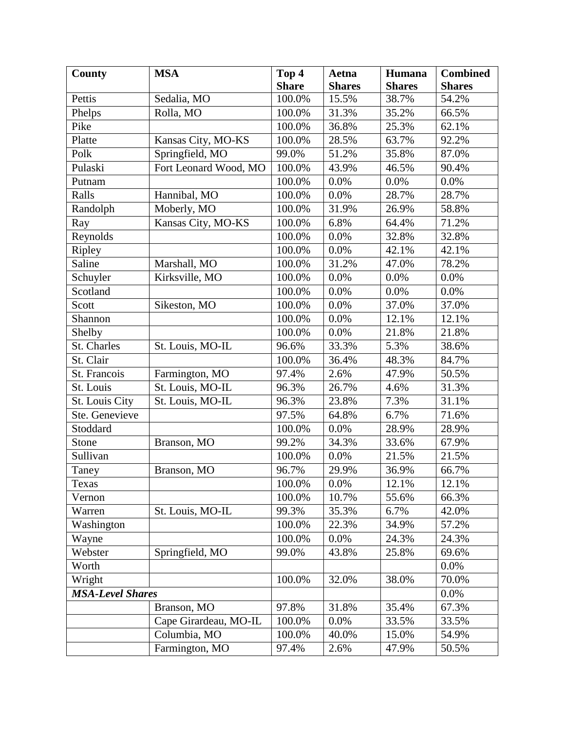| County | MSA | Top 4 Share | Aetna Shares | Humana Shares | Combined Shares |
|---|---|---|---|---|---|
| Pettis | Sedalia, MO | 100.0% | 15.5% | 38.7% | 54.2% |
| Phelps | Rolla, MO | 100.0% | 31.3% | 35.2% | 66.5% |
| Pike | | 100.0% | 36.8% | 25.3% | 62.1% |
| Platte | Kansas City, MO-KS | 100.0% | 28.5% | 63.7% | 92.2% |
| Polk | Springfield, MO | 99.0% | 51.2% | 35.8% | 87.0% |
| Pulaski | Fort Leonard Wood, MO | 100.0% | 43.9% | 46.5% | 90.4% |
| Putnam | | 100.0% | 0.0% | 0.0% | 0.0% |
| Ralls | Hannibal, MO | 100.0% | 0.0% | 28.7% | 28.7% |
| Randolph | Moberly, MO | 100.0% | 31.9% | 26.9% | 58.8% |
| Ray | Kansas City, MO-KS | 100.0% | 6.8% | 64.4% | 71.2% |
| Reynolds | | 100.0% | 0.0% | 32.8% | 32.8% |
| Ripley | | 100.0% | 0.0% | 42.1% | 42.1% |
| Saline | Marshall, MO | 100.0% | 31.2% | 47.0% | 78.2% |
| Schuyler | Kirksville, MO | 100.0% | 0.0% | 0.0% | 0.0% |
| Scotland | | 100.0% | 0.0% | 0.0% | 0.0% |
| Scott | Sikeston, MO | 100.0% | 0.0% | 37.0% | 37.0% |
| Shannon | | 100.0% | 0.0% | 12.1% | 12.1% |
| Shelby | | 100.0% | 0.0% | 21.8% | 21.8% |
| St. Charles | St. Louis, MO-IL | 96.6% | 33.3% | 5.3% | 38.6% |
| St. Clair | | 100.0% | 36.4% | 48.3% | 84.7% |
| St. Francois | Farmington, MO | 97.4% | 2.6% | 47.9% | 50.5% |
| St. Louis | St. Louis, MO-IL | 96.3% | 26.7% | 4.6% | 31.3% |
| St. Louis City | St. Louis, MO-IL | 96.3% | 23.8% | 7.3% | 31.1% |
| Ste. Genevieve | | 97.5% | 64.8% | 6.7% | 71.6% |
| Stoddard | | 100.0% | 0.0% | 28.9% | 28.9% |
| Stone | Branson, MO | 99.2% | 34.3% | 33.6% | 67.9% |
| Sullivan | | 100.0% | 0.0% | 21.5% | 21.5% |
| Taney | Branson, MO | 96.7% | 29.9% | 36.9% | 66.7% |
| Texas | | 100.0% | 0.0% | 12.1% | 12.1% |
| Vernon | | 100.0% | 10.7% | 55.6% | 66.3% |
| Warren | St. Louis, MO-IL | 99.3% | 35.3% | 6.7% | 42.0% |
| Washington | | 100.0% | 22.3% | 34.9% | 57.2% |
| Wayne | | 100.0% | 0.0% | 24.3% | 24.3% |
| Webster | Springfield, MO | 99.0% | 43.8% | 25.8% | 69.6% |
| Worth | | | | | 0.0% |
| Wright | | 100.0% | 32.0% | 38.0% | 70.0% |
| ***MSA-Level Shares*** | | | | | 0.0% |
| | Branson, MO | 97.8% | 31.8% | 35.4% | 67.3% |
| | Cape Girardeau, MO-IL | 100.0% | 0.0% | 33.5% | 33.5% |
| | Columbia, MO | 100.0% | 40.0% | 15.0% | 54.9% |
| | Farmington, MO | 97.4% | 2.6% | 47.9% | 50.5% |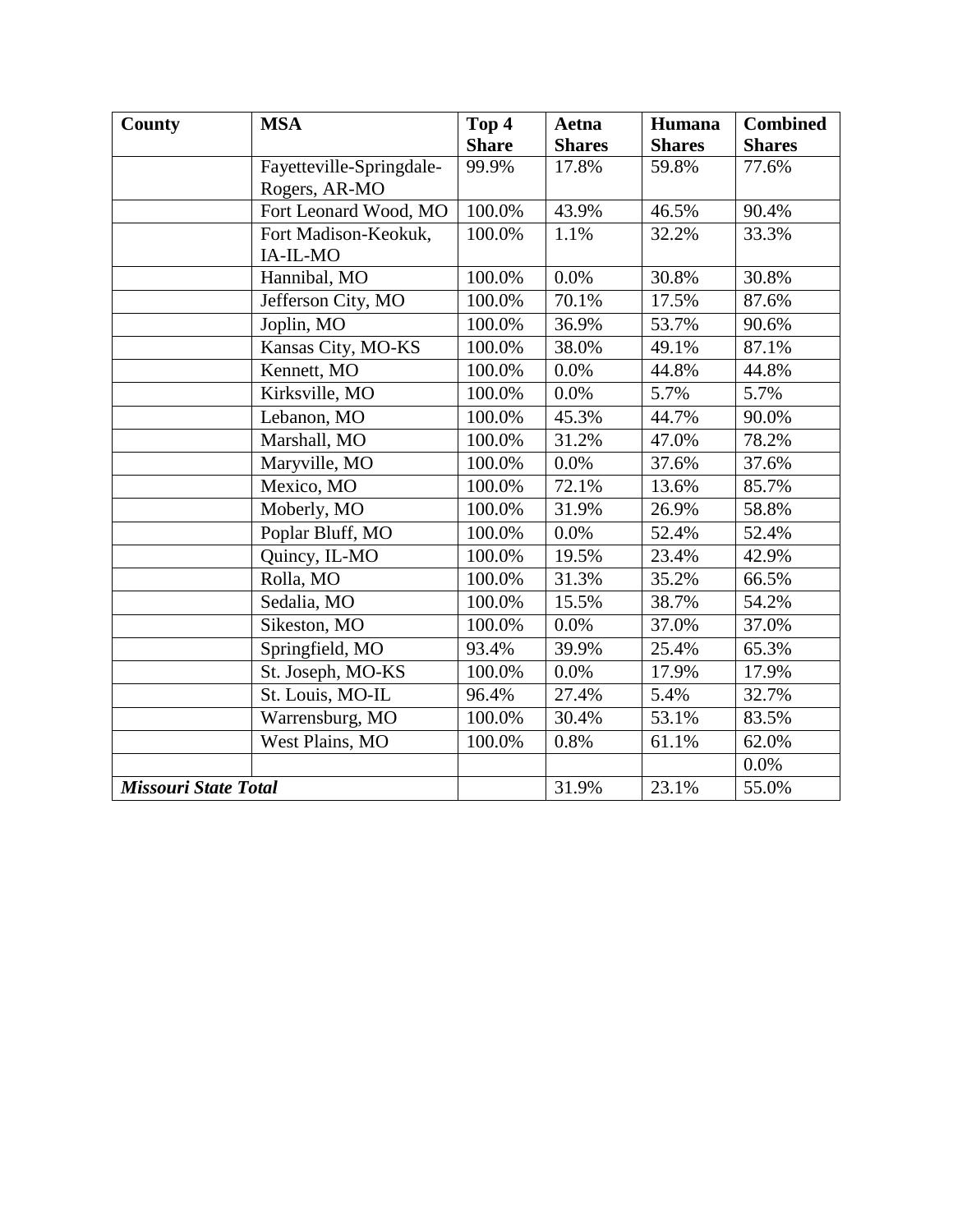| County | MSA | Top 4 Share | Aetna Shares | Humana Shares | Combined Shares |
|---|---|---|---|---|---|
| | Fayetteville-Springdale-Rogers, AR-MO | 99.9% | 17.8% | 59.8% | 77.6% |
| | Fort Leonard Wood, MO | 100.0% | 43.9% | 46.5% | 90.4% |
| | Fort Madison-Keokuk, IA-IL-MO | 100.0% | 1.1% | 32.2% | 33.3% |
| | Hannibal, MO | 100.0% | 0.0% | 30.8% | 30.8% |
| | Jefferson City, MO | 100.0% | 70.1% | 17.5% | 87.6% |
| | Joplin, MO | 100.0% | 36.9% | 53.7% | 90.6% |
| | Kansas City, MO-KS | 100.0% | 38.0% | 49.1% | 87.1% |
| | Kennett, MO | 100.0% | 0.0% | 44.8% | 44.8% |
| | Kirksville, MO | 100.0% | 0.0% | 5.7% | 5.7% |
| | Lebanon, MO | 100.0% | 45.3% | 44.7% | 90.0% |
| | Marshall, MO | 100.0% | 31.2% | 47.0% | 78.2% |
| | Maryville, MO | 100.0% | 0.0% | 37.6% | 37.6% |
| | Mexico, MO | 100.0% | 72.1% | 13.6% | 85.7% |
| | Moberly, MO | 100.0% | 31.9% | 26.9% | 58.8% |
| | Poplar Bluff, MO | 100.0% | 0.0% | 52.4% | 52.4% |
| | Quincy, IL-MO | 100.0% | 19.5% | 23.4% | 42.9% |
| | Rolla, MO | 100.0% | 31.3% | 35.2% | 66.5% |
| | Sedalia, MO | 100.0% | 15.5% | 38.7% | 54.2% |
| | Sikeston, MO | 100.0% | 0.0% | 37.0% | 37.0% |
| | Springfield, MO | 93.4% | 39.9% | 25.4% | 65.3% |
| | St. Joseph, MO-KS | 100.0% | 0.0% | 17.9% | 17.9% |
| | St. Louis, MO-IL | 96.4% | 27.4% | 5.4% | 32.7% |
| | Warrensburg, MO | 100.0% | 30.4% | 53.1% | 83.5% |
| | West Plains, MO | 100.0% | 0.8% | 61.1% | 62.0% |
| | | | | | 0.0% |
| ***Missouri State Total*** | | | 31.9% | 23.1% | 55.0% |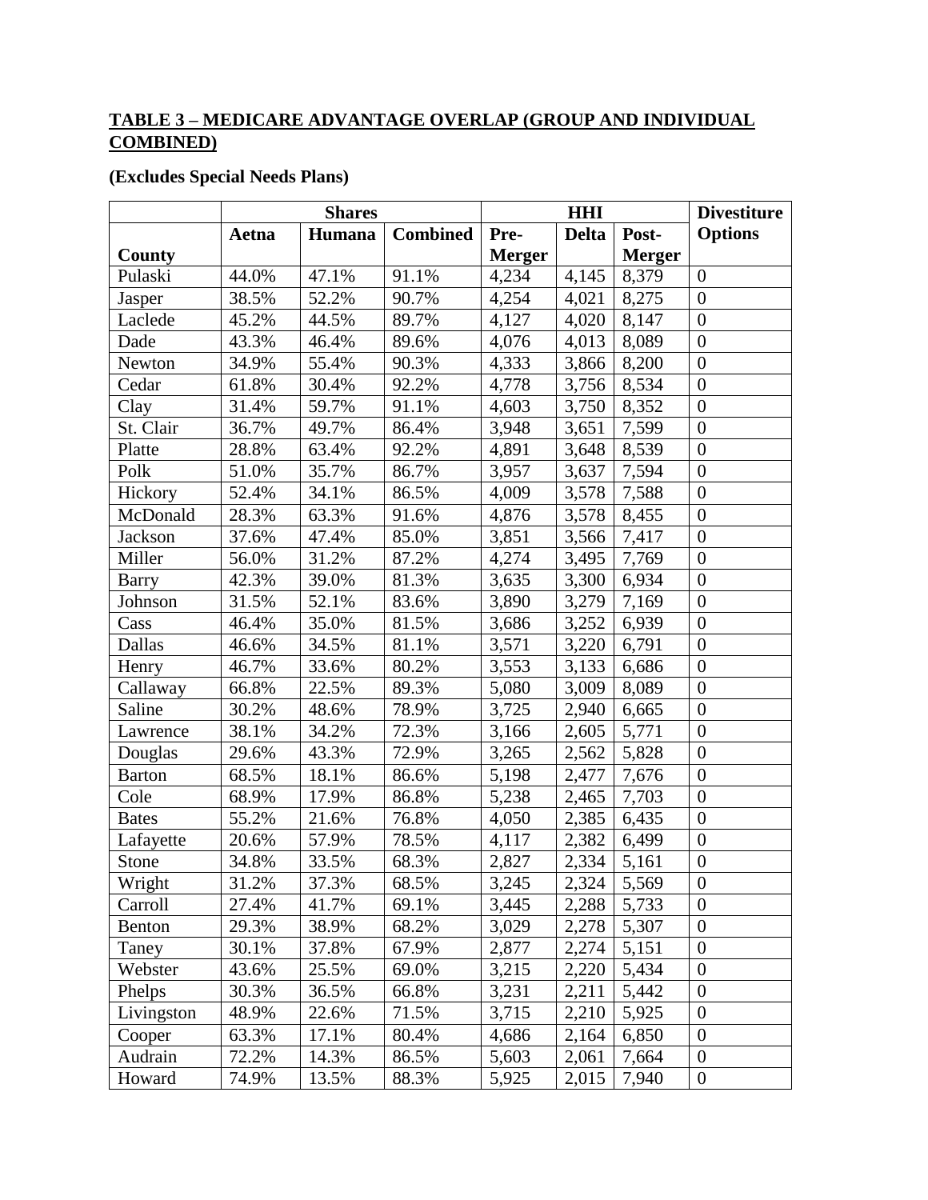**TABLE 3 – MEDICARE ADVANTAGE OVERLAP (GROUP AND INDIVIDUAL COMBINED)**

**(Excludes Special Needs Plans)**

| | Shares | | | HHI | | | Divestiture |
|---|---|---|---|---|---|---|---|
| County | Aetna | Humana | Combined | Pre-Merger | Delta | Post-Merger | Options |
| Pulaski | 44.0% | 47.1% | 91.1% | 4,234 | 4,145 | 8,379 | 0 |
| Jasper | 38.5% | 52.2% | 90.7% | 4,254 | 4,021 | 8,275 | 0 |
| Laclede | 45.2% | 44.5% | 89.7% | 4,127 | 4,020 | 8,147 | 0 |
| Dade | 43.3% | 46.4% | 89.6% | 4,076 | 4,013 | 8,089 | 0 |
| Newton | 34.9% | 55.4% | 90.3% | 4,333 | 3,866 | 8,200 | 0 |
| Cedar | 61.8% | 30.4% | 92.2% | 4,778 | 3,756 | 8,534 | 0 |
| Clay | 31.4% | 59.7% | 91.1% | 4,603 | 3,750 | 8,352 | 0 |
| St. Clair | 36.7% | 49.7% | 86.4% | 3,948 | 3,651 | 7,599 | 0 |
| Platte | 28.8% | 63.4% | 92.2% | 4,891 | 3,648 | 8,539 | 0 |
| Polk | 51.0% | 35.7% | 86.7% | 3,957 | 3,637 | 7,594 | 0 |
| Hickory | 52.4% | 34.1% | 86.5% | 4,009 | 3,578 | 7,588 | 0 |
| McDonald | 28.3% | 63.3% | 91.6% | 4,876 | 3,578 | 8,455 | 0 |
| Jackson | 37.6% | 47.4% | 85.0% | 3,851 | 3,566 | 7,417 | 0 |
| Miller | 56.0% | 31.2% | 87.2% | 4,274 | 3,495 | 7,769 | 0 |
| Barry | 42.3% | 39.0% | 81.3% | 3,635 | 3,300 | 6,934 | 0 |
| Johnson | 31.5% | 52.1% | 83.6% | 3,890 | 3,279 | 7,169 | 0 |
| Cass | 46.4% | 35.0% | 81.5% | 3,686 | 3,252 | 6,939 | 0 |
| Dallas | 46.6% | 34.5% | 81.1% | 3,571 | 3,220 | 6,791 | 0 |
| Henry | 46.7% | 33.6% | 80.2% | 3,553 | 3,133 | 6,686 | 0 |
| Callaway | 66.8% | 22.5% | 89.3% | 5,080 | 3,009 | 8,089 | 0 |
| Saline | 30.2% | 48.6% | 78.9% | 3,725 | 2,940 | 6,665 | 0 |
| Lawrence | 38.1% | 34.2% | 72.3% | 3,166 | 2,605 | 5,771 | 0 |
| Douglas | 29.6% | 43.3% | 72.9% | 3,265 | 2,562 | 5,828 | 0 |
| Barton | 68.5% | 18.1% | 86.6% | 5,198 | 2,477 | 7,676 | 0 |
| Cole | 68.9% | 17.9% | 86.8% | 5,238 | 2,465 | 7,703 | 0 |
| Bates | 55.2% | 21.6% | 76.8% | 4,050 | 2,385 | 6,435 | 0 |
| Lafayette | 20.6% | 57.9% | 78.5% | 4,117 | 2,382 | 6,499 | 0 |
| Stone | 34.8% | 33.5% | 68.3% | 2,827 | 2,334 | 5,161 | 0 |
| Wright | 31.2% | 37.3% | 68.5% | 3,245 | 2,324 | 5,569 | 0 |
| Carroll | 27.4% | 41.7% | 69.1% | 3,445 | 2,288 | 5,733 | 0 |
| Benton | 29.3% | 38.9% | 68.2% | 3,029 | 2,278 | 5,307 | 0 |
| Taney | 30.1% | 37.8% | 67.9% | 2,877 | 2,274 | 5,151 | 0 |
| Webster | 43.6% | 25.5% | 69.0% | 3,215 | 2,220 | 5,434 | 0 |
| Phelps | 30.3% | 36.5% | 66.8% | 3,231 | 2,211 | 5,442 | 0 |
| Livingston | 48.9% | 22.6% | 71.5% | 3,715 | 2,210 | 5,925 | 0 |
| Cooper | 63.3% | 17.1% | 80.4% | 4,686 | 2,164 | 6,850 | 0 |
| Audrain | 72.2% | 14.3% | 86.5% | 5,603 | 2,061 | 7,664 | 0 |
| Howard | 74.9% | 13.5% | 88.3% | 5,925 | 2,015 | 7,940 | 0 |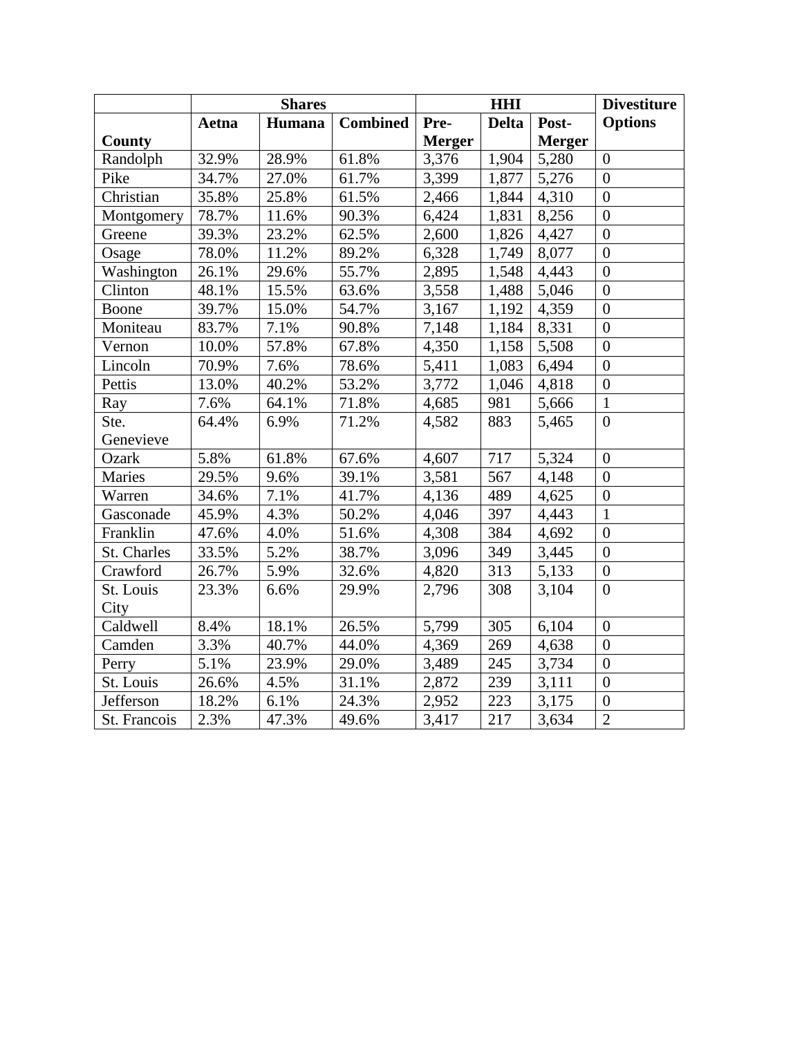| | Shares | | | HHI | | | Divestiture |
| --- | --- | --- | --- | --- | --- | --- | --- |
| County | Aetna | Humana | Combined | Pre-Merger | Delta | Post-Merger | Options |
| Randolph | 32.9% | 28.9% | 61.8% | 3,376 | 1,904 | 5,280 | 0 |
| Pike | 34.7% | 27.0% | 61.7% | 3,399 | 1,877 | 5,276 | 0 |
| Christian | 35.8% | 25.8% | 61.5% | 2,466 | 1,844 | 4,310 | 0 |
| Montgomery | 78.7% | 11.6% | 90.3% | 6,424 | 1,831 | 8,256 | 0 |
| Greene | 39.3% | 23.2% | 62.5% | 2,600 | 1,826 | 4,427 | 0 |
| Osage | 78.0% | 11.2% | 89.2% | 6,328 | 1,749 | 8,077 | 0 |
| Washington | 26.1% | 29.6% | 55.7% | 2,895 | 1,548 | 4,443 | 0 |
| Clinton | 48.1% | 15.5% | 63.6% | 3,558 | 1,488 | 5,046 | 0 |
| Boone | 39.7% | 15.0% | 54.7% | 3,167 | 1,192 | 4,359 | 0 |
| Moniteau | 83.7% | 7.1% | 90.8% | 7,148 | 1,184 | 8,331 | 0 |
| Vernon | 10.0% | 57.8% | 67.8% | 4,350 | 1,158 | 5,508 | 0 |
| Lincoln | 70.9% | 7.6% | 78.6% | 5,411 | 1,083 | 6,494 | 0 |
| Pettis | 13.0% | 40.2% | 53.2% | 3,772 | 1,046 | 4,818 | 0 |
| Ray | 7.6% | 64.1% | 71.8% | 4,685 | 981 | 5,666 | 1 |
| Ste. Genevieve | 64.4% | 6.9% | 71.2% | 4,582 | 883 | 5,465 | 0 |
| Ozark | 5.8% | 61.8% | 67.6% | 4,607 | 717 | 5,324 | 0 |
| Maries | 29.5% | 9.6% | 39.1% | 3,581 | 567 | 4,148 | 0 |
| Warren | 34.6% | 7.1% | 41.7% | 4,136 | 489 | 4,625 | 0 |
| Gasconade | 45.9% | 4.3% | 50.2% | 4,046 | 397 | 4,443 | 1 |
| Franklin | 47.6% | 4.0% | 51.6% | 4,308 | 384 | 4,692 | 0 |
| St. Charles | 33.5% | 5.2% | 38.7% | 3,096 | 349 | 3,445 | 0 |
| Crawford | 26.7% | 5.9% | 32.6% | 4,820 | 313 | 5,133 | 0 |
| St. Louis City | 23.3% | 6.6% | 29.9% | 2,796 | 308 | 3,104 | 0 |
| Caldwell | 8.4% | 18.1% | 26.5% | 5,799 | 305 | 6,104 | 0 |
| Camden | 3.3% | 40.7% | 44.0% | 4,369 | 269 | 4,638 | 0 |
| Perry | 5.1% | 23.9% | 29.0% | 3,489 | 245 | 3,734 | 0 |
| St. Louis | 26.6% | 4.5% | 31.1% | 2,872 | 239 | 3,111 | 0 |
| Jefferson | 18.2% | 6.1% | 24.3% | 2,952 | 223 | 3,175 | 0 |
| St. Francois | 2.3% | 47.3% | 49.6% | 3,417 | 217 | 3,634 | 2 |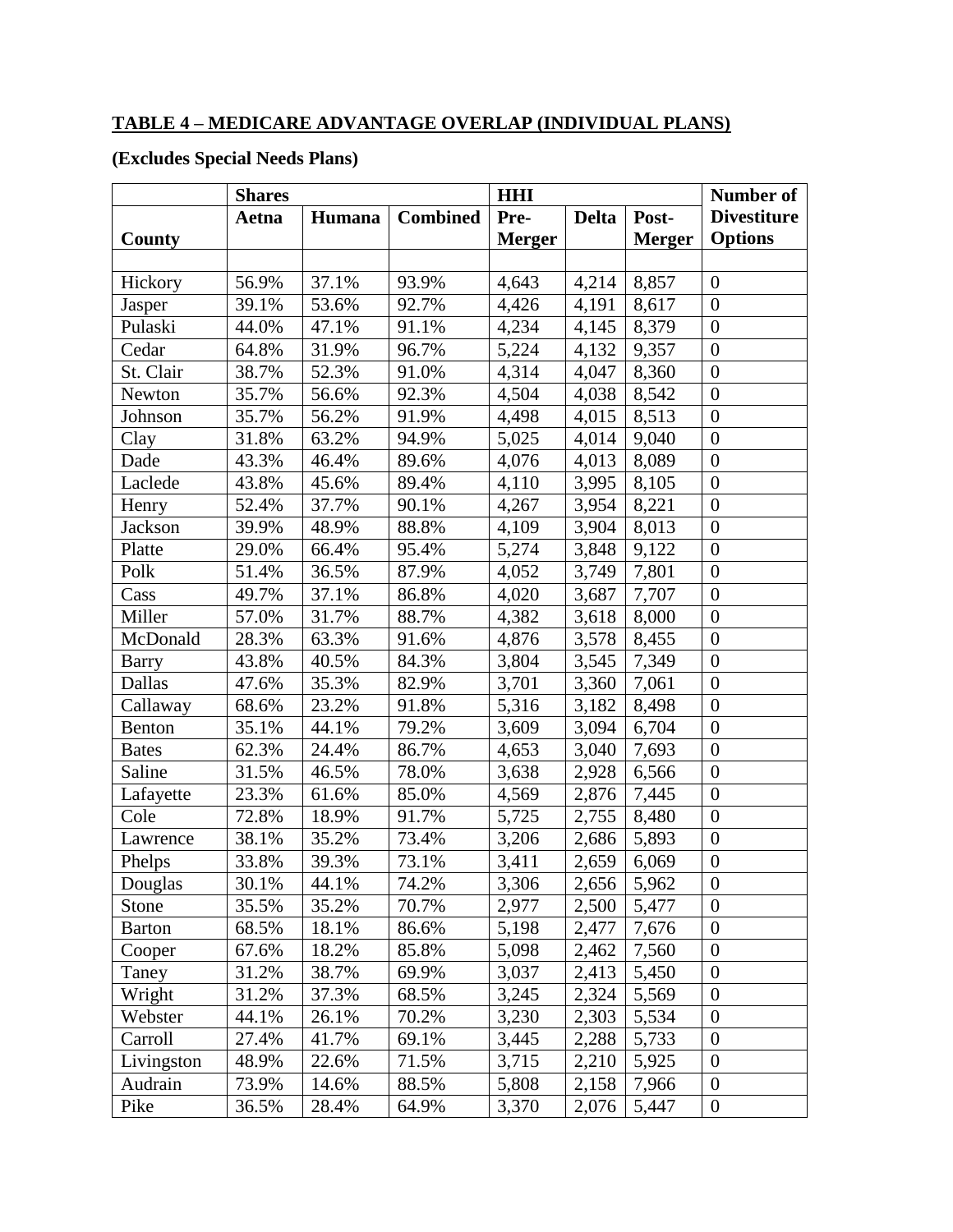**TABLE 4 – MEDICARE ADVANTAGE OVERLAP (INDIVIDUAL PLANS)**

**(Excludes Special Needs Plans)**

| | **Shares** | | | **HHI** | | | **Number of** |
|---|---|---|---|---|---|---|---|
| **County** | **Aetna** | **Humana** | **Combined** | **Pre-Merger** | **Delta** | **Post-Merger** | **Divestiture Options** |
| | | | | | | | |
| Hickory | 56.9% | 37.1% | 93.9% | 4,643 | 4,214 | 8,857 | 0 |
| Jasper | 39.1% | 53.6% | 92.7% | 4,426 | 4,191 | 8,617 | 0 |
| Pulaski | 44.0% | 47.1% | 91.1% | 4,234 | 4,145 | 8,379 | 0 |
| Cedar | 64.8% | 31.9% | 96.7% | 5,224 | 4,132 | 9,357 | 0 |
| St. Clair | 38.7% | 52.3% | 91.0% | 4,314 | 4,047 | 8,360 | 0 |
| Newton | 35.7% | 56.6% | 92.3% | 4,504 | 4,038 | 8,542 | 0 |
| Johnson | 35.7% | 56.2% | 91.9% | 4,498 | 4,015 | 8,513 | 0 |
| Clay | 31.8% | 63.2% | 94.9% | 5,025 | 4,014 | 9,040 | 0 |
| Dade | 43.3% | 46.4% | 89.6% | 4,076 | 4,013 | 8,089 | 0 |
| Laclede | 43.8% | 45.6% | 89.4% | 4,110 | 3,995 | 8,105 | 0 |
| Henry | 52.4% | 37.7% | 90.1% | 4,267 | 3,954 | 8,221 | 0 |
| Jackson | 39.9% | 48.9% | 88.8% | 4,109 | 3,904 | 8,013 | 0 |
| Platte | 29.0% | 66.4% | 95.4% | 5,274 | 3,848 | 9,122 | 0 |
| Polk | 51.4% | 36.5% | 87.9% | 4,052 | 3,749 | 7,801 | 0 |
| Cass | 49.7% | 37.1% | 86.8% | 4,020 | 3,687 | 7,707 | 0 |
| Miller | 57.0% | 31.7% | 88.7% | 4,382 | 3,618 | 8,000 | 0 |
| McDonald | 28.3% | 63.3% | 91.6% | 4,876 | 3,578 | 8,455 | 0 |
| Barry | 43.8% | 40.5% | 84.3% | 3,804 | 3,545 | 7,349 | 0 |
| Dallas | 47.6% | 35.3% | 82.9% | 3,701 | 3,360 | 7,061 | 0 |
| Callaway | 68.6% | 23.2% | 91.8% | 5,316 | 3,182 | 8,498 | 0 |
| Benton | 35.1% | 44.1% | 79.2% | 3,609 | 3,094 | 6,704 | 0 |
| Bates | 62.3% | 24.4% | 86.7% | 4,653 | 3,040 | 7,693 | 0 |
| Saline | 31.5% | 46.5% | 78.0% | 3,638 | 2,928 | 6,566 | 0 |
| Lafayette | 23.3% | 61.6% | 85.0% | 4,569 | 2,876 | 7,445 | 0 |
| Cole | 72.8% | 18.9% | 91.7% | 5,725 | 2,755 | 8,480 | 0 |
| Lawrence | 38.1% | 35.2% | 73.4% | 3,206 | 2,686 | 5,893 | 0 |
| Phelps | 33.8% | 39.3% | 73.1% | 3,411 | 2,659 | 6,069 | 0 |
| Douglas | 30.1% | 44.1% | 74.2% | 3,306 | 2,656 | 5,962 | 0 |
| Stone | 35.5% | 35.2% | 70.7% | 2,977 | 2,500 | 5,477 | 0 |
| Barton | 68.5% | 18.1% | 86.6% | 5,198 | 2,477 | 7,676 | 0 |
| Cooper | 67.6% | 18.2% | 85.8% | 5,098 | 2,462 | 7,560 | 0 |
| Taney | 31.2% | 38.7% | 69.9% | 3,037 | 2,413 | 5,450 | 0 |
| Wright | 31.2% | 37.3% | 68.5% | 3,245 | 2,324 | 5,569 | 0 |
| Webster | 44.1% | 26.1% | 70.2% | 3,230 | 2,303 | 5,534 | 0 |
| Carroll | 27.4% | 41.7% | 69.1% | 3,445 | 2,288 | 5,733 | 0 |
| Livingston | 48.9% | 22.6% | 71.5% | 3,715 | 2,210 | 5,925 | 0 |
| Audrain | 73.9% | 14.6% | 88.5% | 5,808 | 2,158 | 7,966 | 0 |
| Pike | 36.5% | 28.4% | 64.9% | 3,370 | 2,076 | 5,447 | 0 |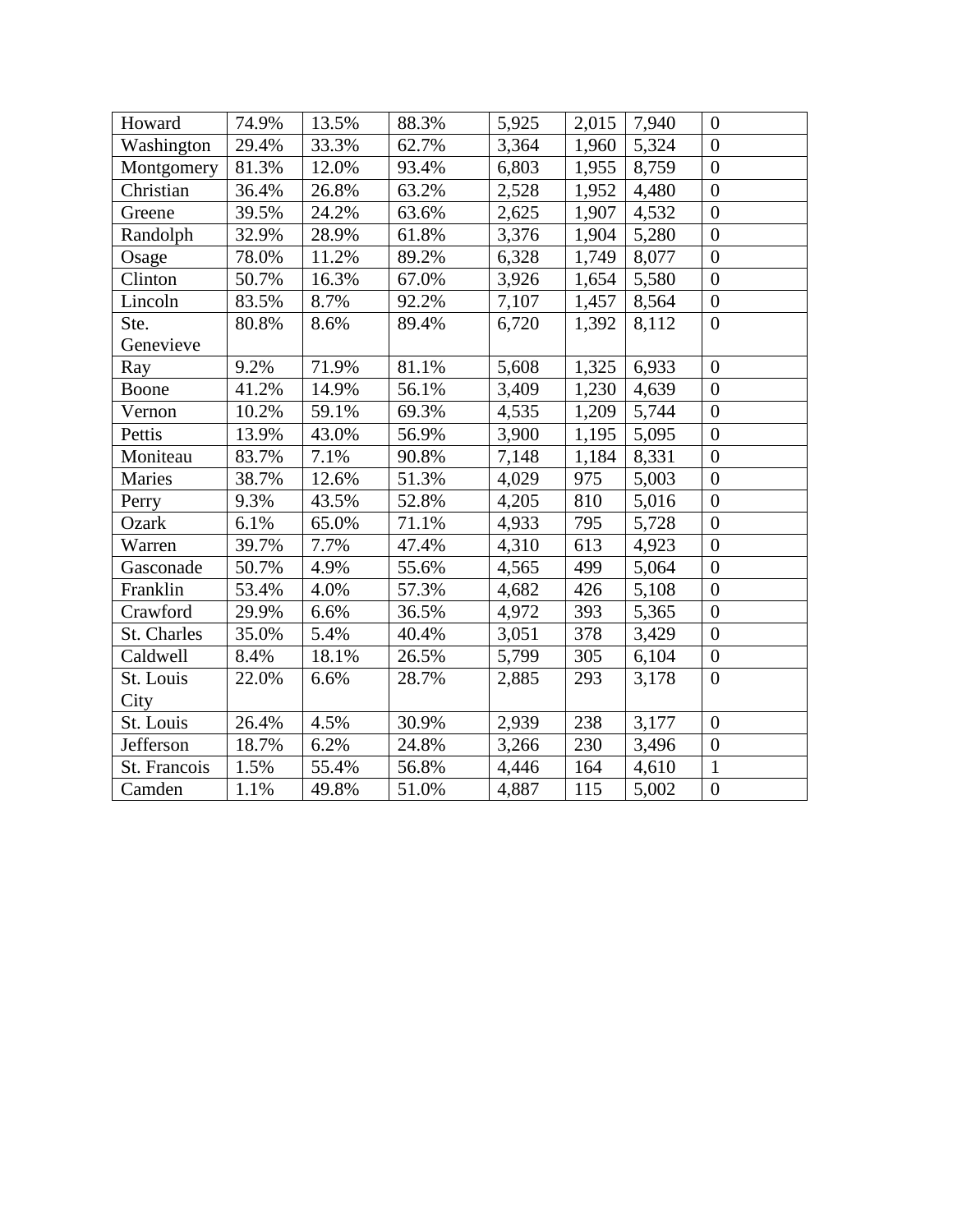| | | | | | | | |
|---|---|---|---|---|---|---|---|
| Howard | 74.9% | 13.5% | 88.3% | 5,925 | 2,015 | 7,940 | 0 |
| Washington | 29.4% | 33.3% | 62.7% | 3,364 | 1,960 | 5,324 | 0 |
| Montgomery | 81.3% | 12.0% | 93.4% | 6,803 | 1,955 | 8,759 | 0 |
| Christian | 36.4% | 26.8% | 63.2% | 2,528 | 1,952 | 4,480 | 0 |
| Greene | 39.5% | 24.2% | 63.6% | 2,625 | 1,907 | 4,532 | 0 |
| Randolph | 32.9% | 28.9% | 61.8% | 3,376 | 1,904 | 5,280 | 0 |
| Osage | 78.0% | 11.2% | 89.2% | 6,328 | 1,749 | 8,077 | 0 |
| Clinton | 50.7% | 16.3% | 67.0% | 3,926 | 1,654 | 5,580 | 0 |
| Lincoln | 83.5% | 8.7% | 92.2% | 7,107 | 1,457 | 8,564 | 0 |
| Ste. Genevieve | 80.8% | 8.6% | 89.4% | 6,720 | 1,392 | 8,112 | 0 |
| Ray | 9.2% | 71.9% | 81.1% | 5,608 | 1,325 | 6,933 | 0 |
| Boone | 41.2% | 14.9% | 56.1% | 3,409 | 1,230 | 4,639 | 0 |
| Vernon | 10.2% | 59.1% | 69.3% | 4,535 | 1,209 | 5,744 | 0 |
| Pettis | 13.9% | 43.0% | 56.9% | 3,900 | 1,195 | 5,095 | 0 |
| Moniteau | 83.7% | 7.1% | 90.8% | 7,148 | 1,184 | 8,331 | 0 |
| Maries | 38.7% | 12.6% | 51.3% | 4,029 | 975 | 5,003 | 0 |
| Perry | 9.3% | 43.5% | 52.8% | 4,205 | 810 | 5,016 | 0 |
| Ozark | 6.1% | 65.0% | 71.1% | 4,933 | 795 | 5,728 | 0 |
| Warren | 39.7% | 7.7% | 47.4% | 4,310 | 613 | 4,923 | 0 |
| Gasconade | 50.7% | 4.9% | 55.6% | 4,565 | 499 | 5,064 | 0 |
| Franklin | 53.4% | 4.0% | 57.3% | 4,682 | 426 | 5,108 | 0 |
| Crawford | 29.9% | 6.6% | 36.5% | 4,972 | 393 | 5,365 | 0 |
| St. Charles | 35.0% | 5.4% | 40.4% | 3,051 | 378 | 3,429 | 0 |
| Caldwell | 8.4% | 18.1% | 26.5% | 5,799 | 305 | 6,104 | 0 |
| St. Louis City | 22.0% | 6.6% | 28.7% | 2,885 | 293 | 3,178 | 0 |
| St. Louis | 26.4% | 4.5% | 30.9% | 2,939 | 238 | 3,177 | 0 |
| Jefferson | 18.7% | 6.2% | 24.8% | 3,266 | 230 | 3,496 | 0 |
| St. Francois | 1.5% | 55.4% | 56.8% | 4,446 | 164 | 4,610 | 1 |
| Camden | 1.1% | 49.8% | 51.0% | 4,887 | 115 | 5,002 | 0 |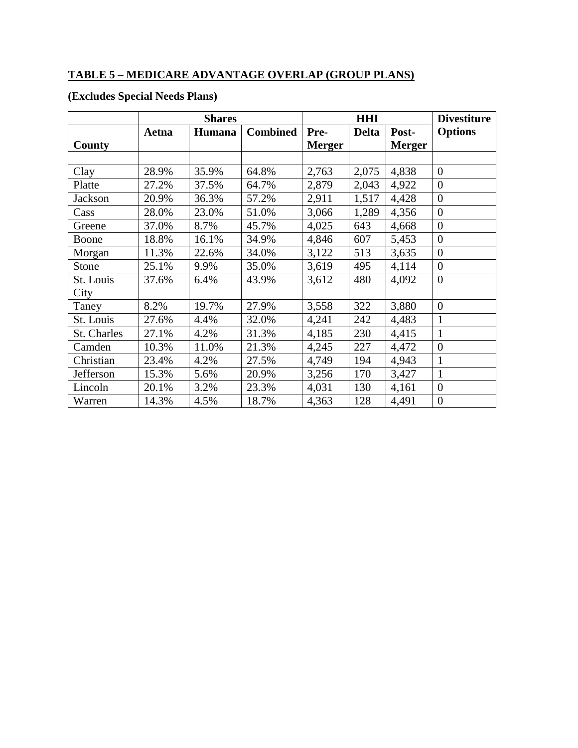**TABLE 5 – MEDICARE ADVANTAGE OVERLAP (GROUP PLANS)**

**(Excludes Special Needs Plans)**

| | Shares | | | HHI | | | Divestiture Options |
|---|---|---|---|---|---|---|---|
| **County** | **Aetna** | **Humana** | **Combined** | **Pre-Merger** | **Delta** | **Post-Merger** | |
| | | | | | | | |
| Clay | 28.9% | 35.9% | 64.8% | 2,763 | 2,075 | 4,838 | 0 |
| Platte | 27.2% | 37.5% | 64.7% | 2,879 | 2,043 | 4,922 | 0 |
| Jackson | 20.9% | 36.3% | 57.2% | 2,911 | 1,517 | 4,428 | 0 |
| Cass | 28.0% | 23.0% | 51.0% | 3,066 | 1,289 | 4,356 | 0 |
| Greene | 37.0% | 8.7% | 45.7% | 4,025 | 643 | 4,668 | 0 |
| Boone | 18.8% | 16.1% | 34.9% | 4,846 | 607 | 5,453 | 0 |
| Morgan | 11.3% | 22.6% | 34.0% | 3,122 | 513 | 3,635 | 0 |
| Stone | 25.1% | 9.9% | 35.0% | 3,619 | 495 | 4,114 | 0 |
| St. Louis City | 37.6% | 6.4% | 43.9% | 3,612 | 480 | 4,092 | 0 |
| Taney | 8.2% | 19.7% | 27.9% | 3,558 | 322 | 3,880 | 0 |
| St. Louis | 27.6% | 4.4% | 32.0% | 4,241 | 242 | 4,483 | 1 |
| St. Charles | 27.1% | 4.2% | 31.3% | 4,185 | 230 | 4,415 | 1 |
| Camden | 10.3% | 11.0% | 21.3% | 4,245 | 227 | 4,472 | 0 |
| Christian | 23.4% | 4.2% | 27.5% | 4,749 | 194 | 4,943 | 1 |
| Jefferson | 15.3% | 5.6% | 20.9% | 3,256 | 170 | 3,427 | 1 |
| Lincoln | 20.1% | 3.2% | 23.3% | 4,031 | 130 | 4,161 | 0 |
| Warren | 14.3% | 4.5% | 18.7% | 4,363 | 128 | 4,491 | 0 |